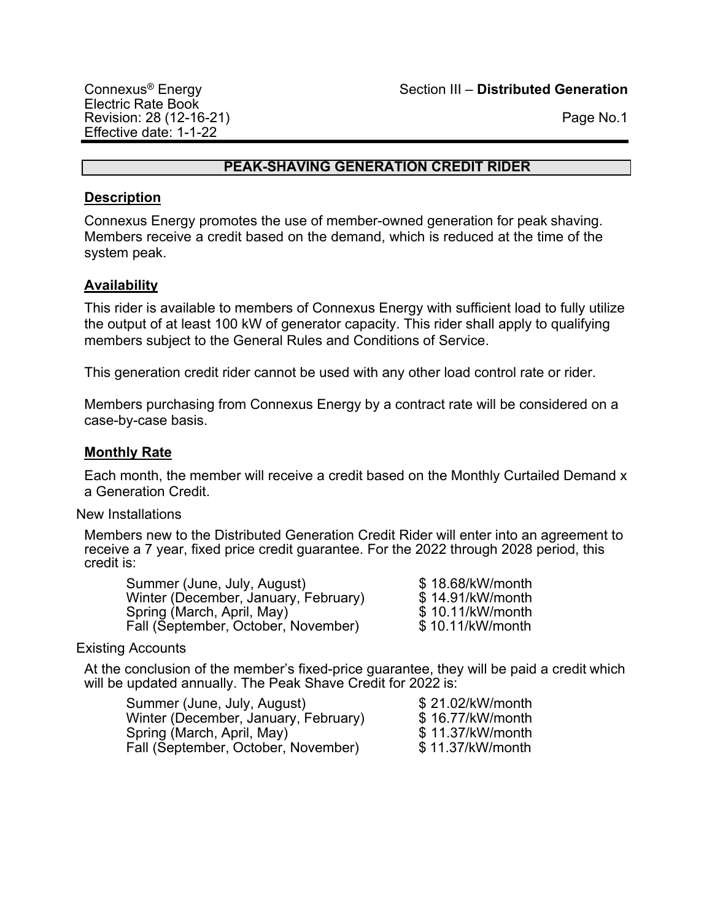# PEAK-SHAVING GENERATION CREDIT RIDER

## Description

Connexus Energy promotes the use of member-owned generation for peak shaving. Members receive a credit based on the demand, which is reduced at the time of the system peak.

## Availability

This rider is available to members of Connexus Energy with sufficient load to fully utilize the output of at least 100 kW of generator capacity. This rider shall apply to qualifying members subject to the General Rules and Conditions of Service.

This generation credit rider cannot be used with any other load control rate or rider.

Members purchasing from Connexus Energy by a contract rate will be considered on a case-by-case basis.

## Monthly Rate

Each month, the member will receive a credit based on the Monthly Curtailed Demand x a Generation Credit.

### New Installations

Members new to the Distributed Generation Credit Rider will enter into an agreement to receive a 7 year, fixed price credit guarantee. For the 2022 through 2028 period, this credit is:

| Season | Credit |
|---|---|
| Summer (June, July, August) | $ 18.68/kW/month |
| Winter (December, January, February) | $ 14.91/kW/month |
| Spring (March, April, May) | $ 10.11/kW/month |
| Fall (September, October, November) | $ 10.11/kW/month |

### Existing Accounts

At the conclusion of the member's fixed-price guarantee, they will be paid a credit which will be updated annually. The Peak Shave Credit for 2022 is:

| Season | Credit |
|---|---|
| Summer (June, July, August) | $ 21.02/kW/month |
| Winter (December, January, February) | $ 16.77/kW/month |
| Spring (March, April, May) | $ 11.37/kW/month |
| Fall (September, October, November) | $ 11.37/kW/month |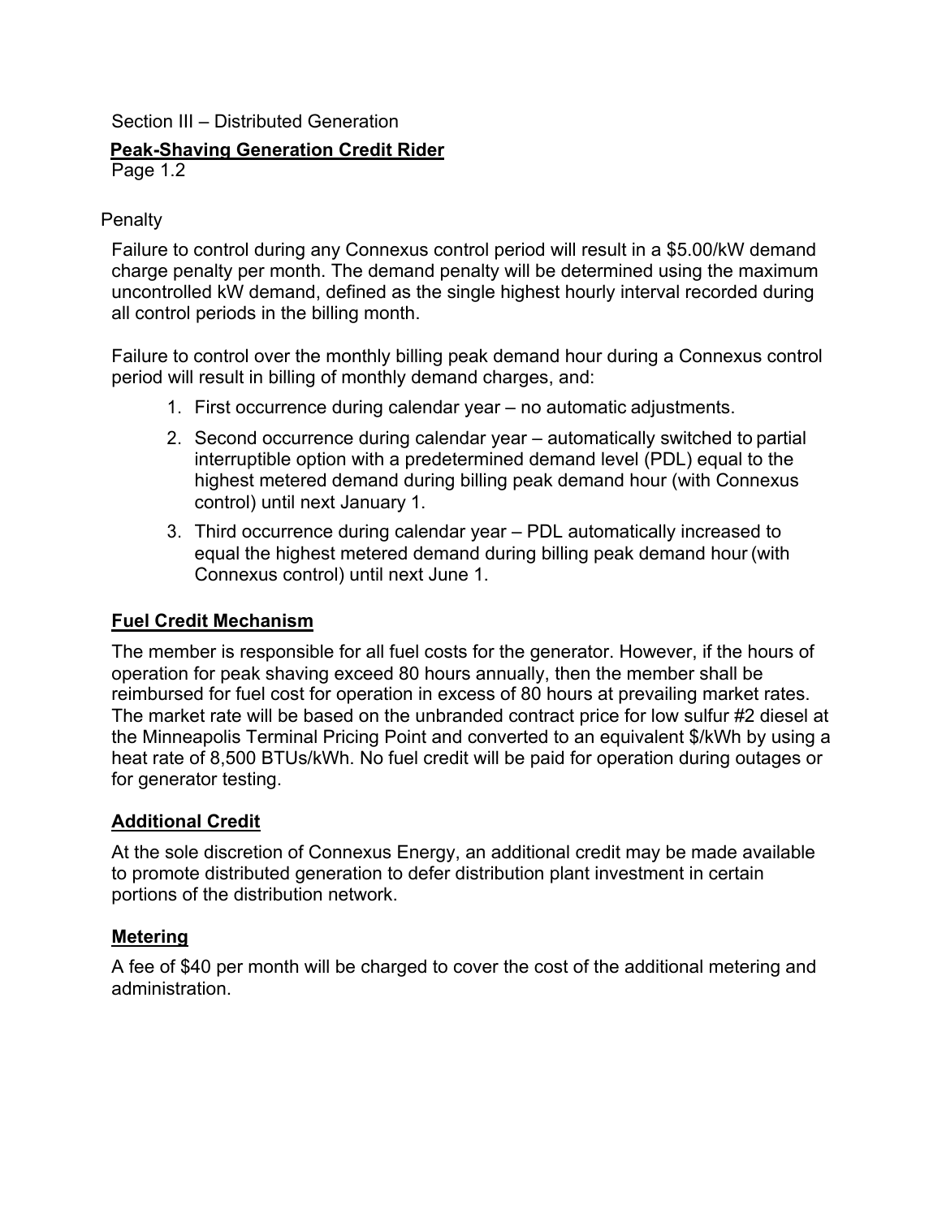Section III – Distributed Generation

**Peak-Shaving Generation Credit Rider**

Page 1.2

Penalty

Failure to control during any Connexus control period will result in a $5.00/kW demand charge penalty per month. The demand penalty will be determined using the maximum uncontrolled kW demand, defined as the single highest hourly interval recorded during all control periods in the billing month.

Failure to control over the monthly billing peak demand hour during a Connexus control period will result in billing of monthly demand charges, and:

1. First occurrence during calendar year – no automatic adjustments.
2. Second occurrence during calendar year – automatically switched to partial interruptible option with a predetermined demand level (PDL) equal to the highest metered demand during billing peak demand hour (with Connexus control) until next January 1.
3. Third occurrence during calendar year – PDL automatically increased to equal the highest metered demand during billing peak demand hour (with Connexus control) until next June 1.

## Fuel Credit Mechanism

The member is responsible for all fuel costs for the generator. However, if the hours of operation for peak shaving exceed 80 hours annually, then the member shall be reimbursed for fuel cost for operation in excess of 80 hours at prevailing market rates. The market rate will be based on the unbranded contract price for low sulfur #2 diesel at the Minneapolis Terminal Pricing Point and converted to an equivalent $/kWh by using a heat rate of 8,500 BTUs/kWh. No fuel credit will be paid for operation during outages or for generator testing.

## Additional Credit

At the sole discretion of Connexus Energy, an additional credit may be made available to promote distributed generation to defer distribution plant investment in certain portions of the distribution network.

## Metering

A fee of $40 per month will be charged to cover the cost of the additional metering and administration.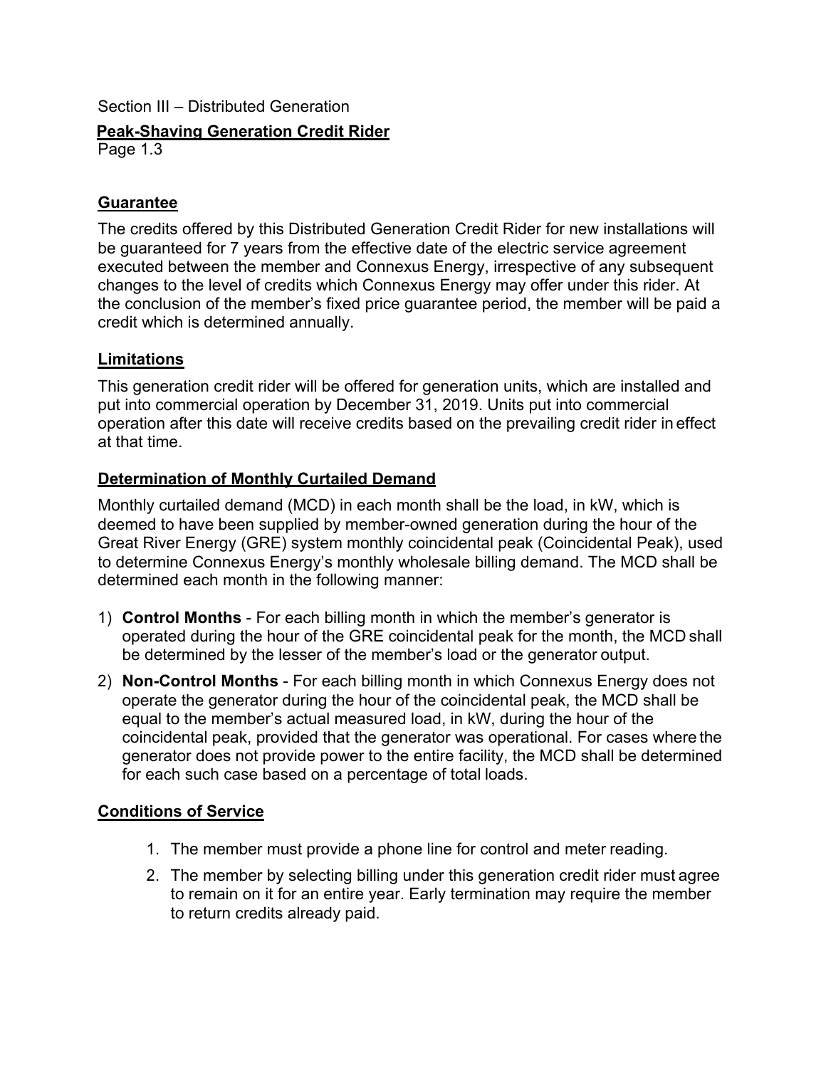Section III – Distributed Generation

## Peak-Shaving Generation Credit Rider

Page 1.3

### Guarantee

The credits offered by this Distributed Generation Credit Rider for new installations will be guaranteed for 7 years from the effective date of the electric service agreement executed between the member and Connexus Energy, irrespective of any subsequent changes to the level of credits which Connexus Energy may offer under this rider. At the conclusion of the member's fixed price guarantee period, the member will be paid a credit which is determined annually.

### Limitations

This generation credit rider will be offered for generation units, which are installed and put into commercial operation by December 31, 2019. Units put into commercial operation after this date will receive credits based on the prevailing credit rider in effect at that time.

### Determination of Monthly Curtailed Demand

Monthly curtailed demand (MCD) in each month shall be the load, in kW, which is deemed to have been supplied by member-owned generation during the hour of the Great River Energy (GRE) system monthly coincidental peak (Coincidental Peak), used to determine Connexus Energy's monthly wholesale billing demand. The MCD shall be determined each month in the following manner:

1) **Control Months** - For each billing month in which the member's generator is operated during the hour of the GRE coincidental peak for the month, the MCD shall be determined by the lesser of the member's load or the generator output.
2) **Non-Control Months** - For each billing month in which Connexus Energy does not operate the generator during the hour of the coincidental peak, the MCD shall be equal to the member's actual measured load, in kW, during the hour of the coincidental peak, provided that the generator was operational. For cases where the generator does not provide power to the entire facility, the MCD shall be determined for each such case based on a percentage of total loads.

### Conditions of Service

1. The member must provide a phone line for control and meter reading.
2. The member by selecting billing under this generation credit rider must agree to remain on it for an entire year. Early termination may require the member to return credits already paid.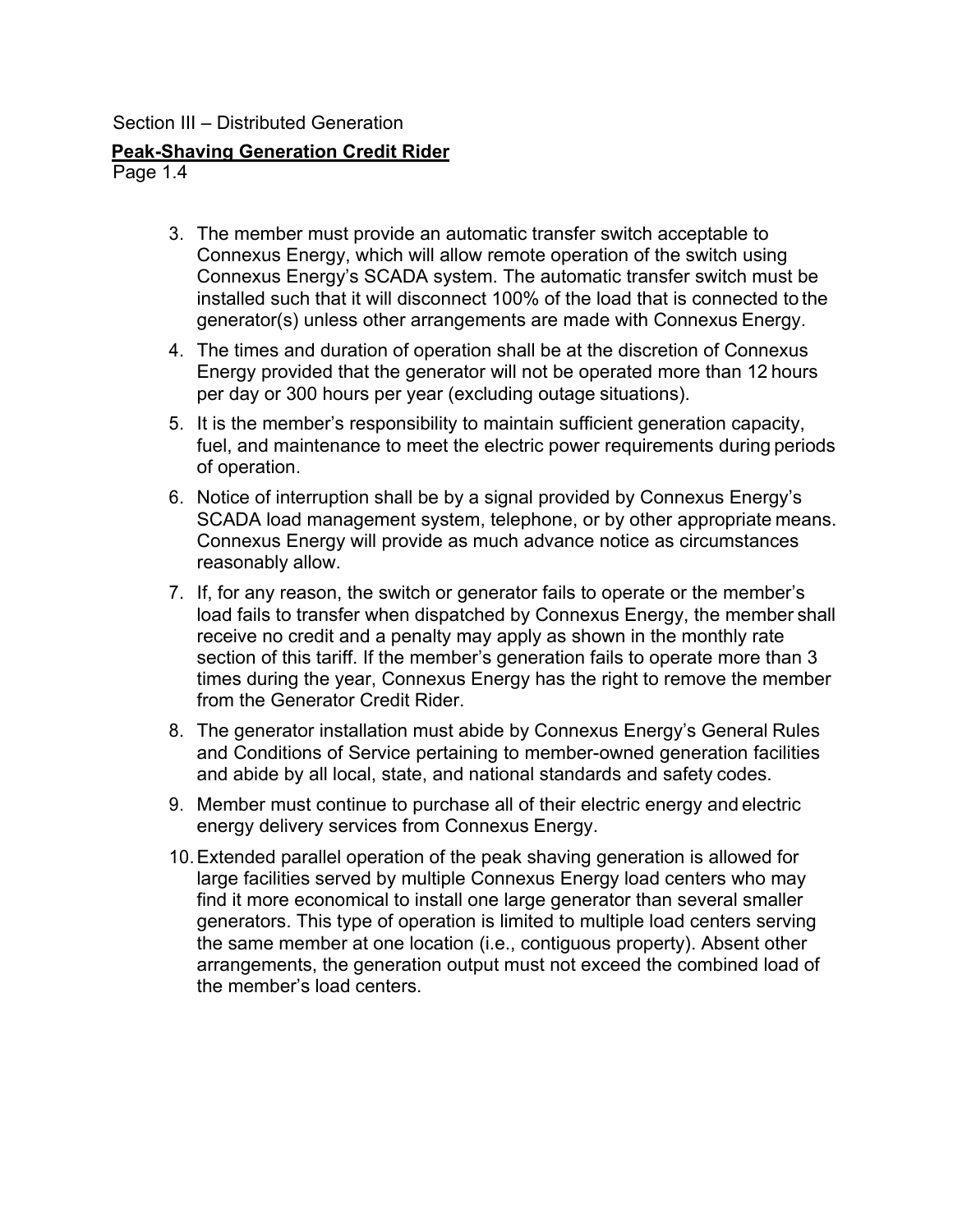Section III – Distributed Generation

**Peak-Shaving Generation Credit Rider**

Page 1.4

3. The member must provide an automatic transfer switch acceptable to Connexus Energy, which will allow remote operation of the switch using Connexus Energy's SCADA system. The automatic transfer switch must be installed such that it will disconnect 100% of the load that is connected to the generator(s) unless other arrangements are made with Connexus Energy.
4. The times and duration of operation shall be at the discretion of Connexus Energy provided that the generator will not be operated more than 12 hours per day or 300 hours per year (excluding outage situations).
5. It is the member's responsibility to maintain sufficient generation capacity, fuel, and maintenance to meet the electric power requirements during periods of operation.
6. Notice of interruption shall be by a signal provided by Connexus Energy's SCADA load management system, telephone, or by other appropriate means. Connexus Energy will provide as much advance notice as circumstances reasonably allow.
7. If, for any reason, the switch or generator fails to operate or the member's load fails to transfer when dispatched by Connexus Energy, the member shall receive no credit and a penalty may apply as shown in the monthly rate section of this tariff. If the member's generation fails to operate more than 3 times during the year, Connexus Energy has the right to remove the member from the Generator Credit Rider.
8. The generator installation must abide by Connexus Energy's General Rules and Conditions of Service pertaining to member-owned generation facilities and abide by all local, state, and national standards and safety codes.
9. Member must continue to purchase all of their electric energy and electric energy delivery services from Connexus Energy.
10. Extended parallel operation of the peak shaving generation is allowed for large facilities served by multiple Connexus Energy load centers who may find it more economical to install one large generator than several smaller generators. This type of operation is limited to multiple load centers serving the same member at one location (i.e., contiguous property). Absent other arrangements, the generation output must not exceed the combined load of the member's load centers.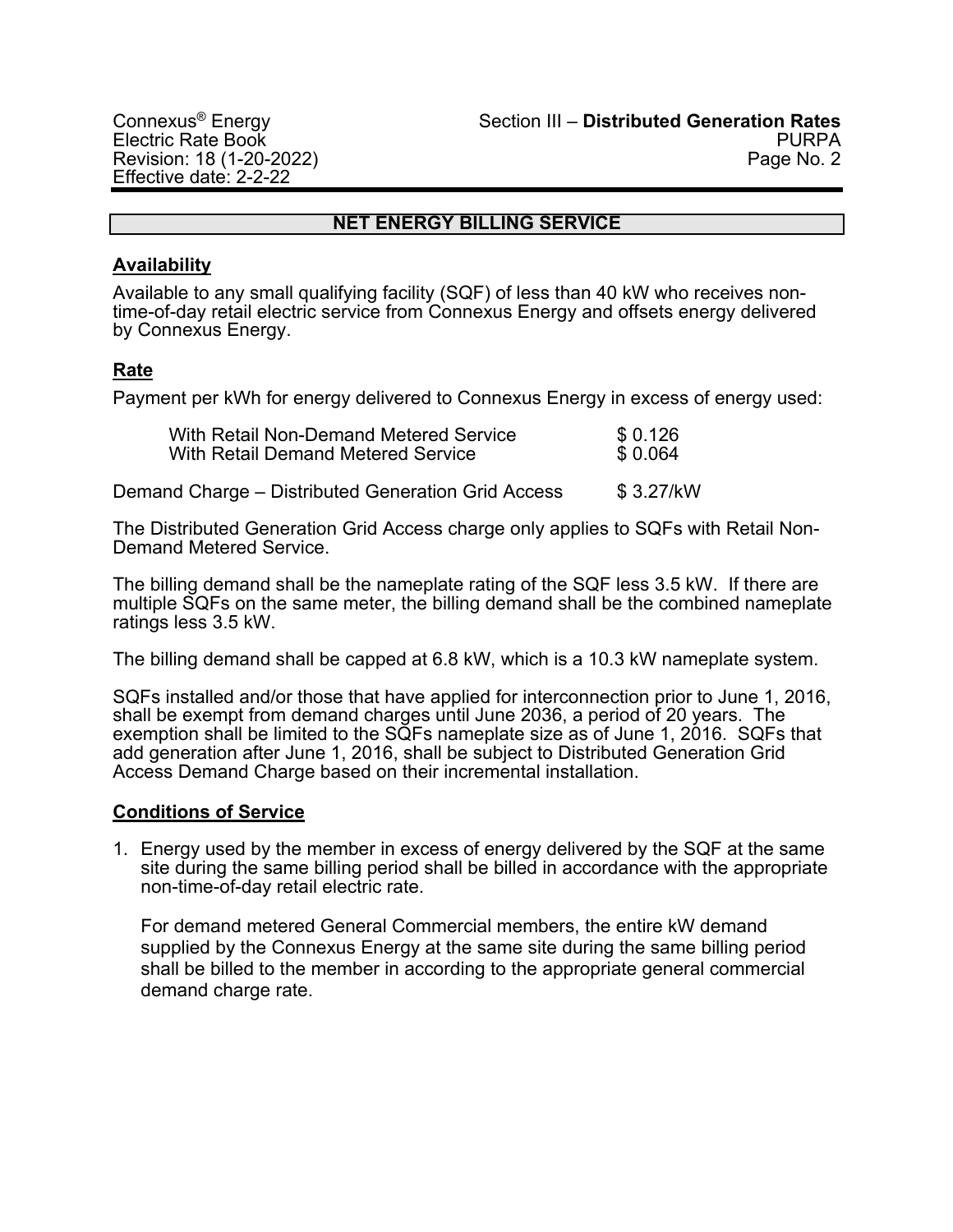## NET ENERGY BILLING SERVICE

### Availability

Available to any small qualifying facility (SQF) of less than 40 kW who receives non-time-of-day retail electric service from Connexus Energy and offsets energy delivered by Connexus Energy.

### Rate

Payment per kWh for energy delivered to Connexus Energy in excess of energy used:

| | |
|---|---|
| With Retail Non-Demand Metered Service | $ 0.126 |
| With Retail Demand Metered Service | $ 0.064 |

Demand Charge – Distributed Generation Grid Access $ 3.27/kW

The Distributed Generation Grid Access charge only applies to SQFs with Retail Non-Demand Metered Service.

The billing demand shall be the nameplate rating of the SQF less 3.5 kW. If there are multiple SQFs on the same meter, the billing demand shall be the combined nameplate ratings less 3.5 kW.

The billing demand shall be capped at 6.8 kW, which is a 10.3 kW nameplate system.

SQFs installed and/or those that have applied for interconnection prior to June 1, 2016, shall be exempt from demand charges until June 2036, a period of 20 years. The exemption shall be limited to the SQFs nameplate size as of June 1, 2016. SQFs that add generation after June 1, 2016, shall be subject to Distributed Generation Grid Access Demand Charge based on their incremental installation.

### Conditions of Service

1. Energy used by the member in excess of energy delivered by the SQF at the same site during the same billing period shall be billed in accordance with the appropriate non-time-of-day retail electric rate.

   For demand metered General Commercial members, the entire kW demand supplied by the Connexus Energy at the same site during the same billing period shall be billed to the member in according to the appropriate general commercial demand charge rate.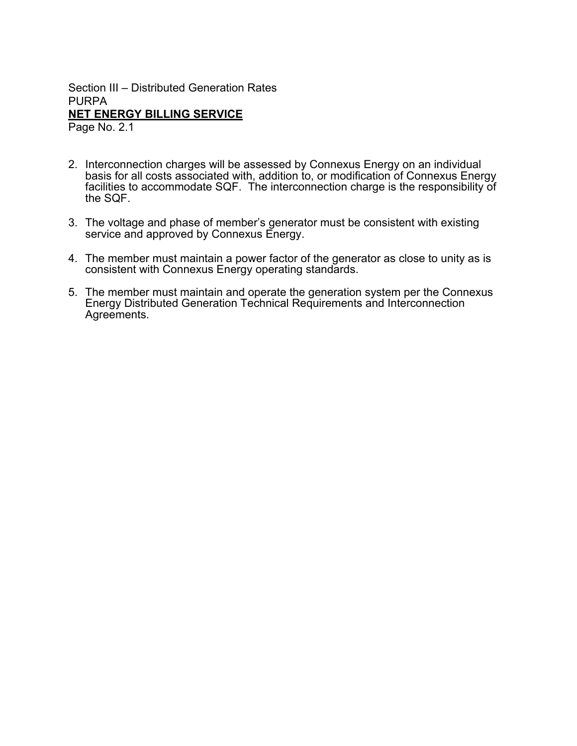Section III – Distributed Generation Rates
PURPA
**NET ENERGY BILLING SERVICE**
Page No. 2.1

2. Interconnection charges will be assessed by Connexus Energy on an individual basis for all costs associated with, addition to, or modification of Connexus Energy facilities to accommodate SQF. The interconnection charge is the responsibility of the SQF.

3. The voltage and phase of member's generator must be consistent with existing service and approved by Connexus Energy.

4. The member must maintain a power factor of the generator as close to unity as is consistent with Connexus Energy operating standards.

5. The member must maintain and operate the generation system per the Connexus Energy Distributed Generation Technical Requirements and Interconnection Agreements.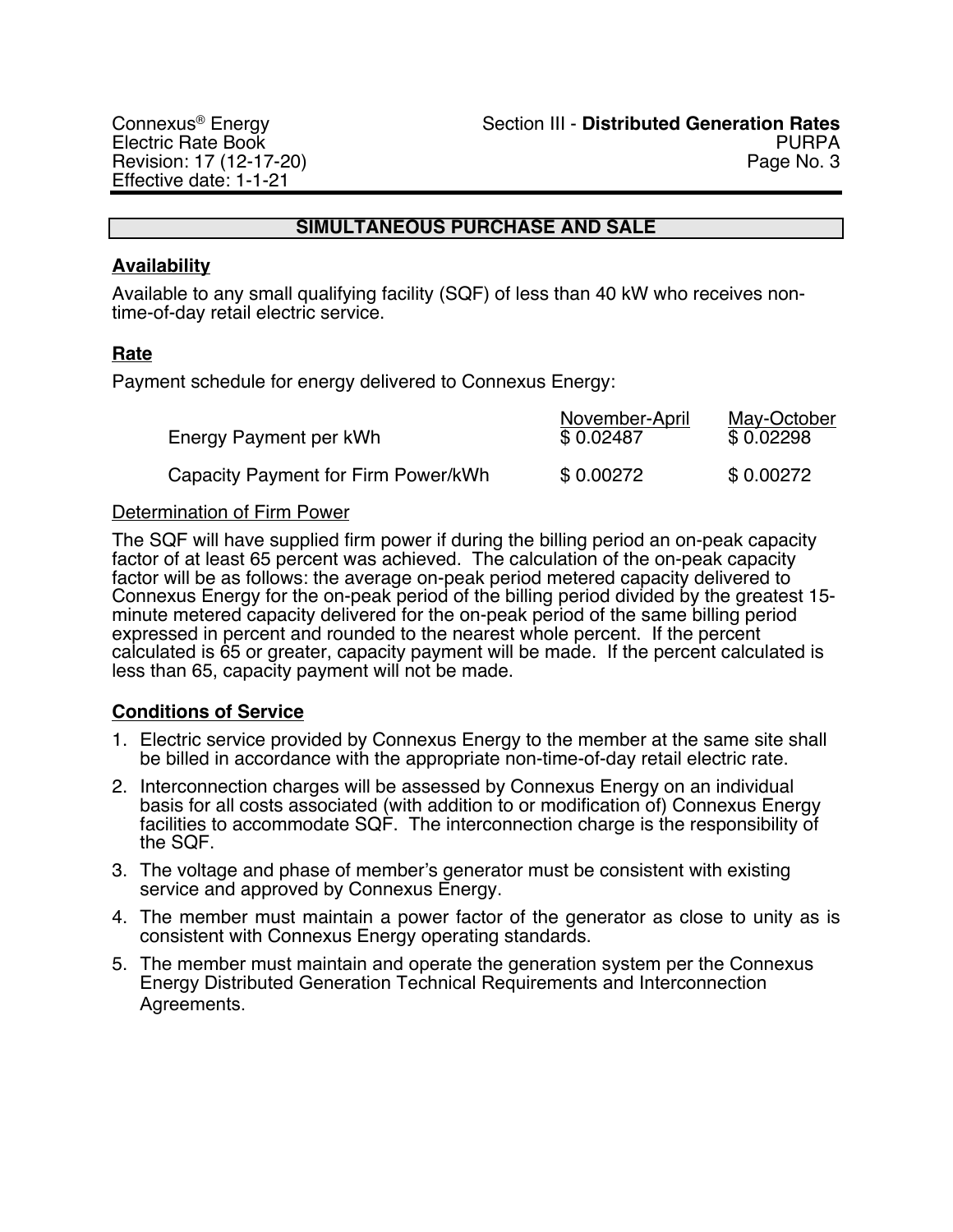## SIMULTANEOUS PURCHASE AND SALE

### Availability

Available to any small qualifying facility (SQF) of less than 40 kW who receives non-time-of-day retail electric service.

### Rate

Payment schedule for energy delivered to Connexus Energy:

| | November-April | May-October |
|---|---|---|
| Energy Payment per kWh | $ 0.02487 | $ 0.02298 |
| Capacity Payment for Firm Power/kWh | $ 0.00272 | $ 0.00272 |

Determination of Firm Power

The SQF will have supplied firm power if during the billing period an on-peak capacity factor of at least 65 percent was achieved. The calculation of the on-peak capacity factor will be as follows: the average on-peak period metered capacity delivered to Connexus Energy for the on-peak period of the billing period divided by the greatest 15-minute metered capacity delivered for the on-peak period of the same billing period expressed in percent and rounded to the nearest whole percent. If the percent calculated is 65 or greater, capacity payment will be made. If the percent calculated is less than 65, capacity payment will not be made.

### Conditions of Service

1. Electric service provided by Connexus Energy to the member at the same site shall be billed in accordance with the appropriate non-time-of-day retail electric rate.
2. Interconnection charges will be assessed by Connexus Energy on an individual basis for all costs associated (with addition to or modification of) Connexus Energy facilities to accommodate SQF. The interconnection charge is the responsibility of the SQF.
3. The voltage and phase of member's generator must be consistent with existing service and approved by Connexus Energy.
4. The member must maintain a power factor of the generator as close to unity as is consistent with Connexus Energy operating standards.
5. The member must maintain and operate the generation system per the Connexus Energy Distributed Generation Technical Requirements and Interconnection Agreements.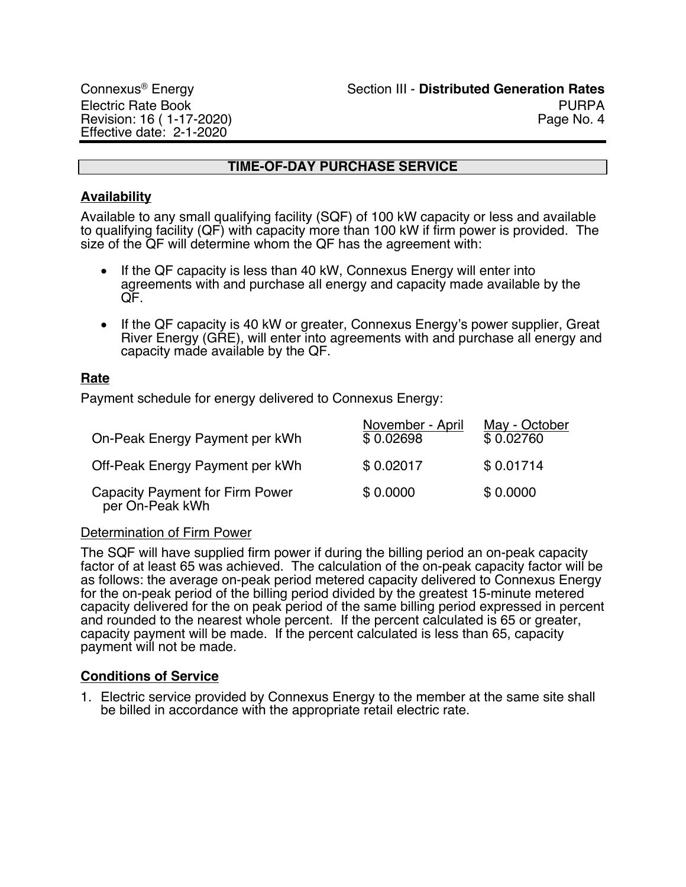## TIME-OF-DAY PURCHASE SERVICE

### Availability

Available to any small qualifying facility (SQF) of 100 kW capacity or less and available to qualifying facility (QF) with capacity more than 100 kW if firm power is provided. The size of the QF will determine whom the QF has the agreement with:

- If the QF capacity is less than 40 kW, Connexus Energy will enter into agreements with and purchase all energy and capacity made available by the QF.
- If the QF capacity is 40 kW or greater, Connexus Energy's power supplier, Great River Energy (GRE), will enter into agreements with and purchase all energy and capacity made available by the QF.

### Rate

Payment schedule for energy delivered to Connexus Energy:

| | November - April | May - October |
|---|---|---|
| On-Peak Energy Payment per kWh | $ 0.02698 | $ 0.02760 |
| Off-Peak Energy Payment per kWh | $ 0.02017 | $ 0.01714 |
| Capacity Payment for Firm Power per On-Peak kWh | $ 0.0000 | $ 0.0000 |

Determination of Firm Power

The SQF will have supplied firm power if during the billing period an on-peak capacity factor of at least 65 was achieved. The calculation of the on-peak capacity factor will be as follows: the average on-peak period metered capacity delivered to Connexus Energy for the on-peak period of the billing period divided by the greatest 15-minute metered capacity delivered for the on peak period of the same billing period expressed in percent and rounded to the nearest whole percent. If the percent calculated is 65 or greater, capacity payment will be made. If the percent calculated is less than 65, capacity payment will not be made.

### Conditions of Service

1. Electric service provided by Connexus Energy to the member at the same site shall be billed in accordance with the appropriate retail electric rate.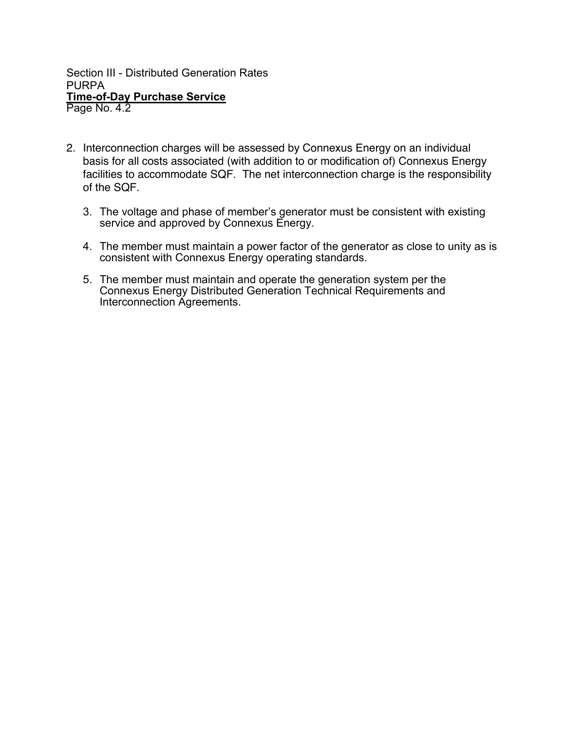2. Interconnection charges will be assessed by Connexus Energy on an individual basis for all costs associated (with addition to or modification of) Connexus Energy facilities to accommodate SQF. The net interconnection charge is the responsibility of the SQF.

3. The voltage and phase of member's generator must be consistent with existing service and approved by Connexus Energy.

4. The member must maintain a power factor of the generator as close to unity as is consistent with Connexus Energy operating standards.

5. The member must maintain and operate the generation system per the Connexus Energy Distributed Generation Technical Requirements and Interconnection Agreements.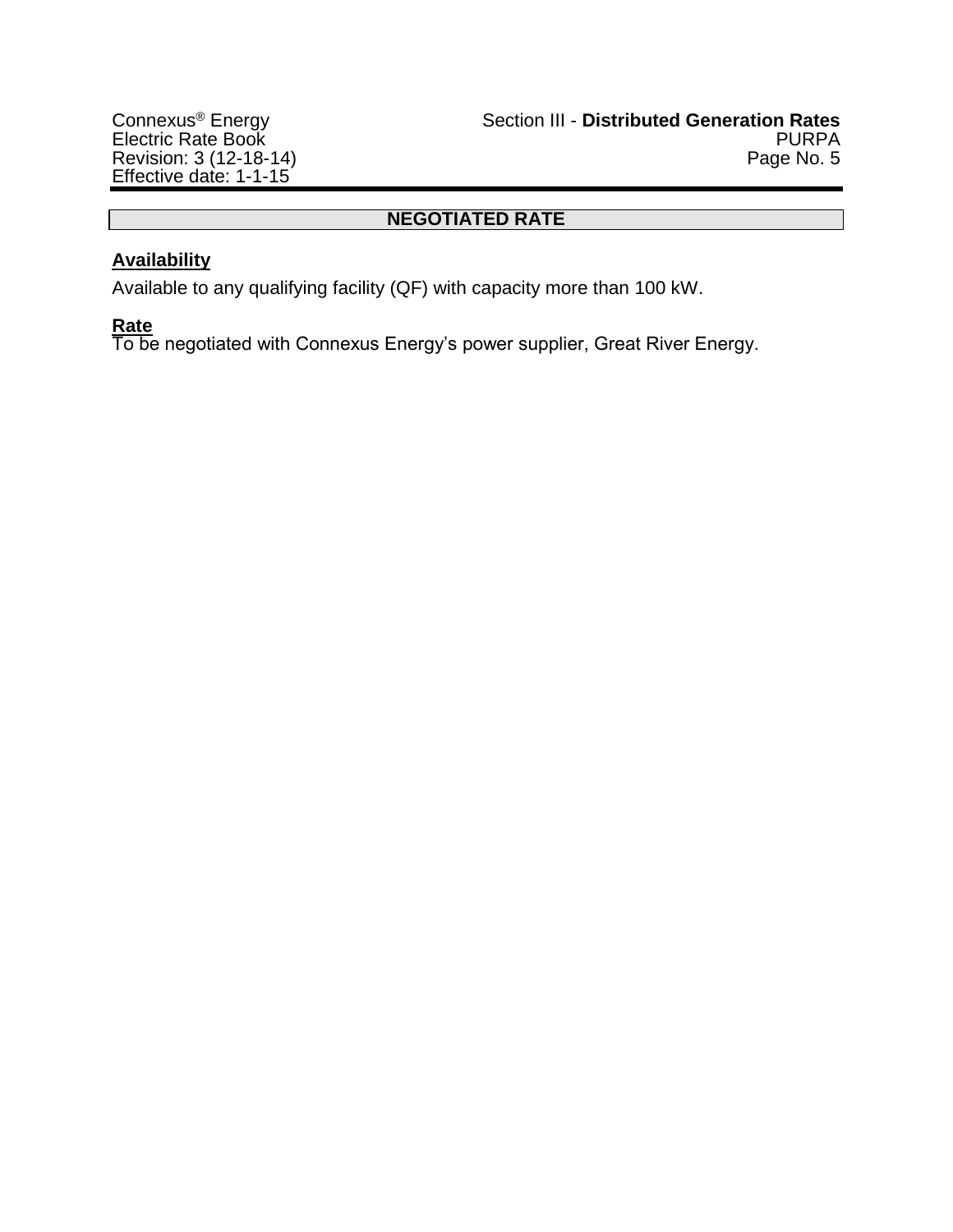## NEGOTIATED RATE

### Availability

Available to any qualifying facility (QF) with capacity more than 100 kW.

### Rate

To be negotiated with Connexus Energy's power supplier, Great River Energy.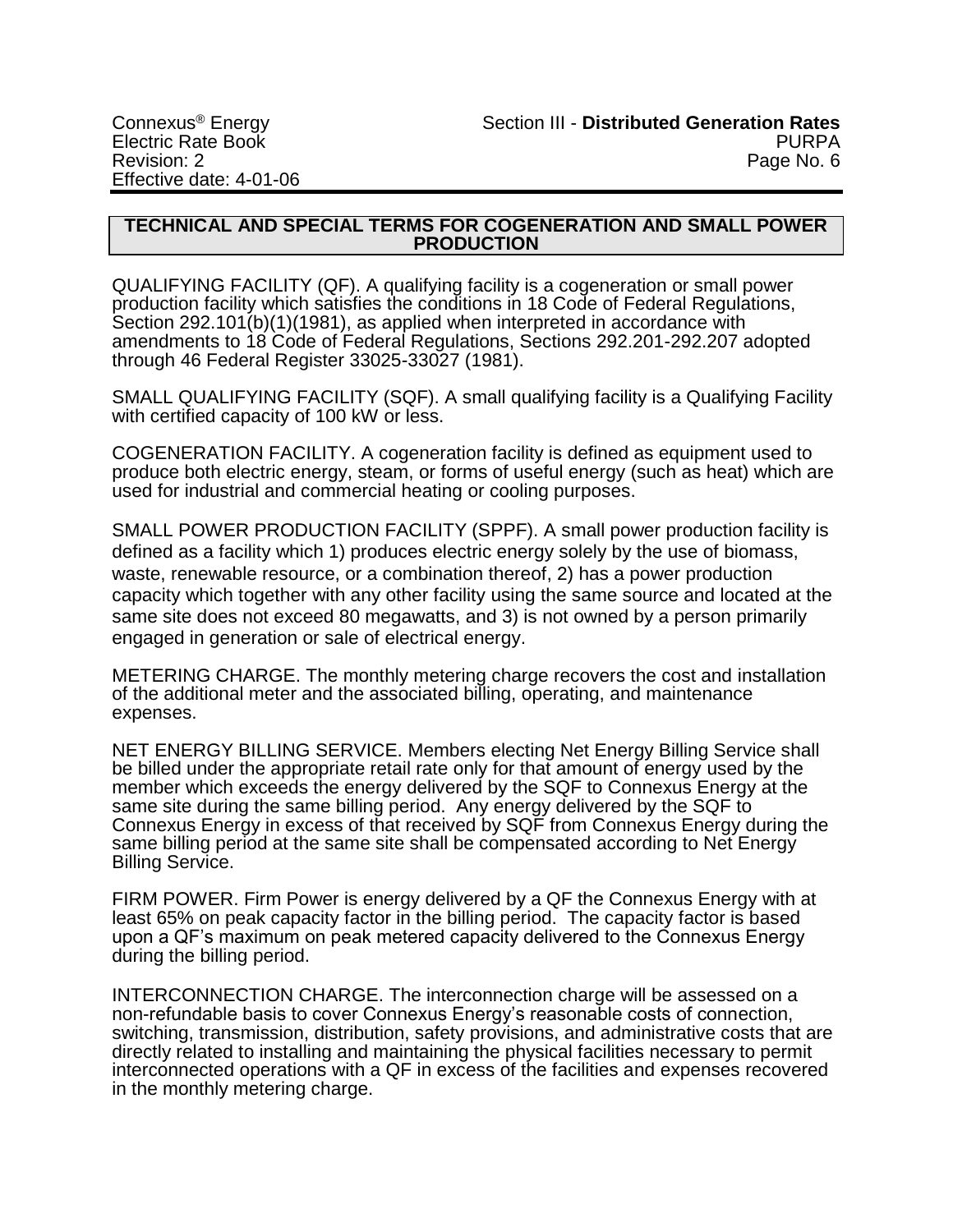## TECHNICAL AND SPECIAL TERMS FOR COGENERATION AND SMALL POWER PRODUCTION

QUALIFYING FACILITY (QF). A qualifying facility is a cogeneration or small power production facility which satisfies the conditions in 18 Code of Federal Regulations, Section 292.101(b)(1)(1981), as applied when interpreted in accordance with amendments to 18 Code of Federal Regulations, Sections 292.201-292.207 adopted through 46 Federal Register 33025-33027 (1981).

SMALL QUALIFYING FACILITY (SQF). A small qualifying facility is a Qualifying Facility with certified capacity of 100 kW or less.

COGENERATION FACILITY. A cogeneration facility is defined as equipment used to produce both electric energy, steam, or forms of useful energy (such as heat) which are used for industrial and commercial heating or cooling purposes.

SMALL POWER PRODUCTION FACILITY (SPPF). A small power production facility is defined as a facility which 1) produces electric energy solely by the use of biomass, waste, renewable resource, or a combination thereof, 2) has a power production capacity which together with any other facility using the same source and located at the same site does not exceed 80 megawatts, and 3) is not owned by a person primarily engaged in generation or sale of electrical energy.

METERING CHARGE. The monthly metering charge recovers the cost and installation of the additional meter and the associated billing, operating, and maintenance expenses.

NET ENERGY BILLING SERVICE. Members electing Net Energy Billing Service shall be billed under the appropriate retail rate only for that amount of energy used by the member which exceeds the energy delivered by the SQF to Connexus Energy at the same site during the same billing period. Any energy delivered by the SQF to Connexus Energy in excess of that received by SQF from Connexus Energy during the same billing period at the same site shall be compensated according to Net Energy Billing Service.

FIRM POWER. Firm Power is energy delivered by a QF the Connexus Energy with at least 65% on peak capacity factor in the billing period. The capacity factor is based upon a QF's maximum on peak metered capacity delivered to the Connexus Energy during the billing period.

INTERCONNECTION CHARGE. The interconnection charge will be assessed on a non-refundable basis to cover Connexus Energy's reasonable costs of connection, switching, transmission, distribution, safety provisions, and administrative costs that are directly related to installing and maintaining the physical facilities necessary to permit interconnected operations with a QF in excess of the facilities and expenses recovered in the monthly metering charge.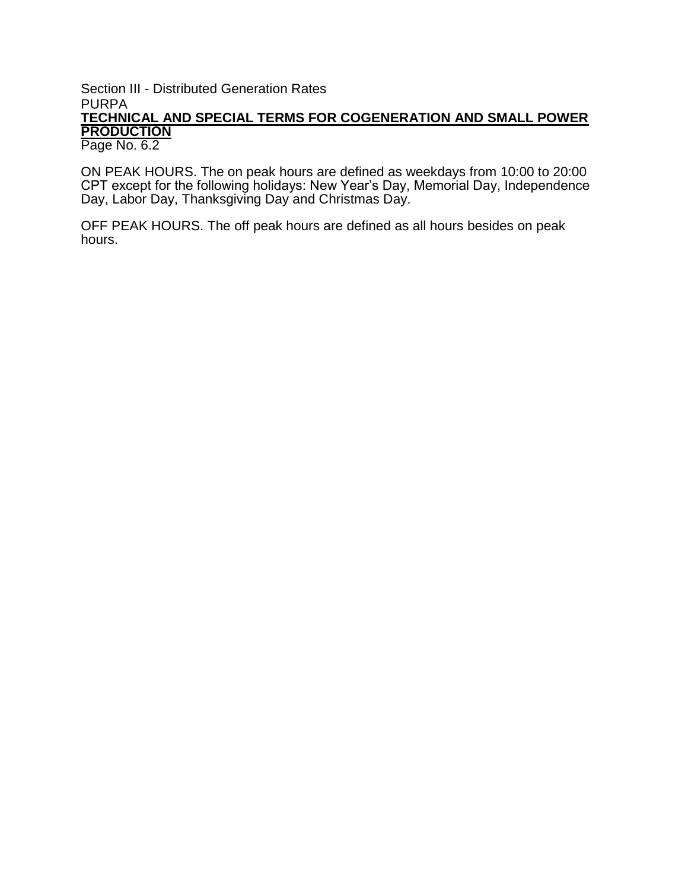Section III - Distributed Generation Rates
PURPA
**TECHNICAL AND SPECIAL TERMS FOR COGENERATION AND SMALL POWER PRODUCTION**
Page No. 6.2

ON PEAK HOURS. The on peak hours are defined as weekdays from 10:00 to 20:00 CPT except for the following holidays: New Year's Day, Memorial Day, Independence Day, Labor Day, Thanksgiving Day and Christmas Day.

OFF PEAK HOURS. The off peak hours are defined as all hours besides on peak hours.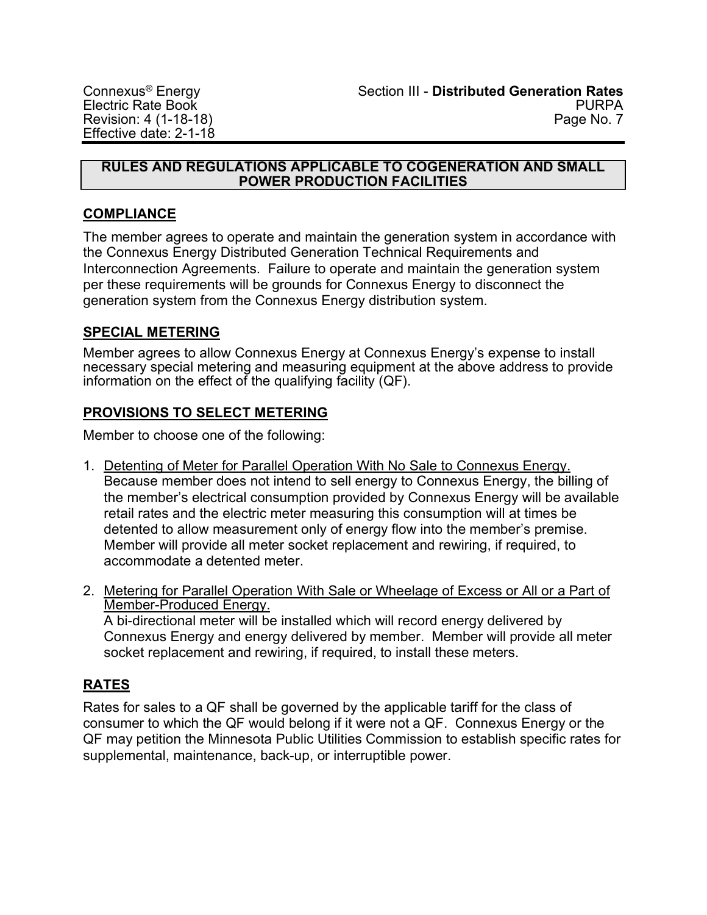## RULES AND REGULATIONS APPLICABLE TO COGENERATION AND SMALL POWER PRODUCTION FACILITIES

### COMPLIANCE

The member agrees to operate and maintain the generation system in accordance with the Connexus Energy Distributed Generation Technical Requirements and Interconnection Agreements. Failure to operate and maintain the generation system per these requirements will be grounds for Connexus Energy to disconnect the generation system from the Connexus Energy distribution system.

### SPECIAL METERING

Member agrees to allow Connexus Energy at Connexus Energy's expense to install necessary special metering and measuring equipment at the above address to provide information on the effect of the qualifying facility (QF).

### PROVISIONS TO SELECT METERING

Member to choose one of the following:

1. Detenting of Meter for Parallel Operation With No Sale to Connexus Energy. Because member does not intend to sell energy to Connexus Energy, the billing of the member's electrical consumption provided by Connexus Energy will be available retail rates and the electric meter measuring this consumption will at times be detented to allow measurement only of energy flow into the member's premise. Member will provide all meter socket replacement and rewiring, if required, to accommodate a detented meter.

2. Metering for Parallel Operation With Sale or Wheelage of Excess or All or a Part of Member-Produced Energy.
   A bi-directional meter will be installed which will record energy delivered by Connexus Energy and energy delivered by member. Member will provide all meter socket replacement and rewiring, if required, to install these meters.

### RATES

Rates for sales to a QF shall be governed by the applicable tariff for the class of consumer to which the QF would belong if it were not a QF. Connexus Energy or the QF may petition the Minnesota Public Utilities Commission to establish specific rates for supplemental, maintenance, back-up, or interruptible power.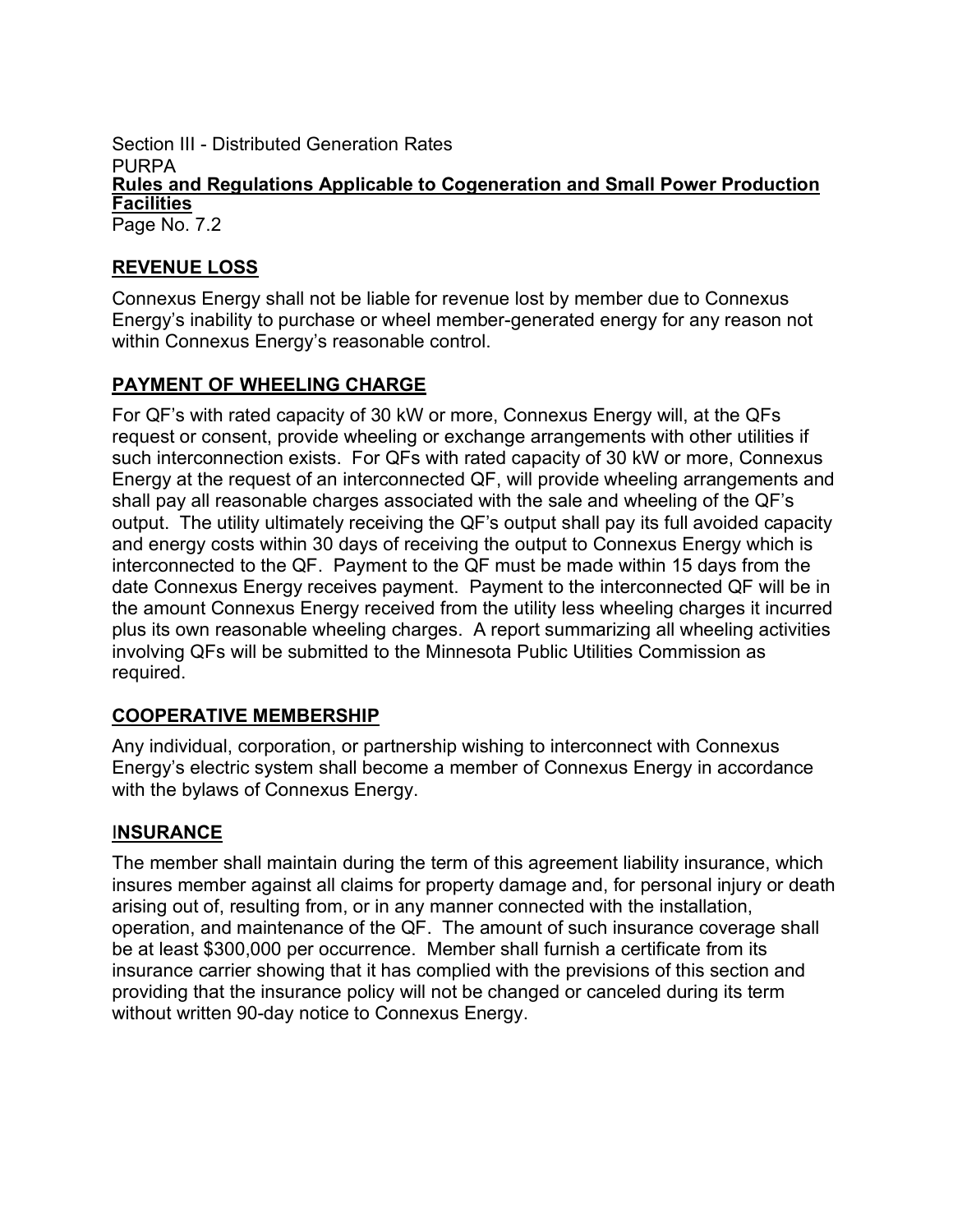Section III - Distributed Generation Rates
PURPA
**Rules and Regulations Applicable to Cogeneration and Small Power Production Facilities**
Page No. 7.2

## REVENUE LOSS

Connexus Energy shall not be liable for revenue lost by member due to Connexus Energy's inability to purchase or wheel member-generated energy for any reason not within Connexus Energy's reasonable control.

## PAYMENT OF WHEELING CHARGE

For QF's with rated capacity of 30 kW or more, Connexus Energy will, at the QFs request or consent, provide wheeling or exchange arrangements with other utilities if such interconnection exists. For QFs with rated capacity of 30 kW or more, Connexus Energy at the request of an interconnected QF, will provide wheeling arrangements and shall pay all reasonable charges associated with the sale and wheeling of the QF's output. The utility ultimately receiving the QF's output shall pay its full avoided capacity and energy costs within 30 days of receiving the output to Connexus Energy which is interconnected to the QF. Payment to the QF must be made within 15 days from the date Connexus Energy receives payment. Payment to the interconnected QF will be in the amount Connexus Energy received from the utility less wheeling charges it incurred plus its own reasonable wheeling charges. A report summarizing all wheeling activities involving QFs will be submitted to the Minnesota Public Utilities Commission as required.

## COOPERATIVE MEMBERSHIP

Any individual, corporation, or partnership wishing to interconnect with Connexus Energy's electric system shall become a member of Connexus Energy in accordance with the bylaws of Connexus Energy.

## INSURANCE

The member shall maintain during the term of this agreement liability insurance, which insures member against all claims for property damage and, for personal injury or death arising out of, resulting from, or in any manner connected with the installation, operation, and maintenance of the QF. The amount of such insurance coverage shall be at least $300,000 per occurrence. Member shall furnish a certificate from its insurance carrier showing that it has complied with the previsions of this section and providing that the insurance policy will not be changed or canceled during its term without written 90-day notice to Connexus Energy.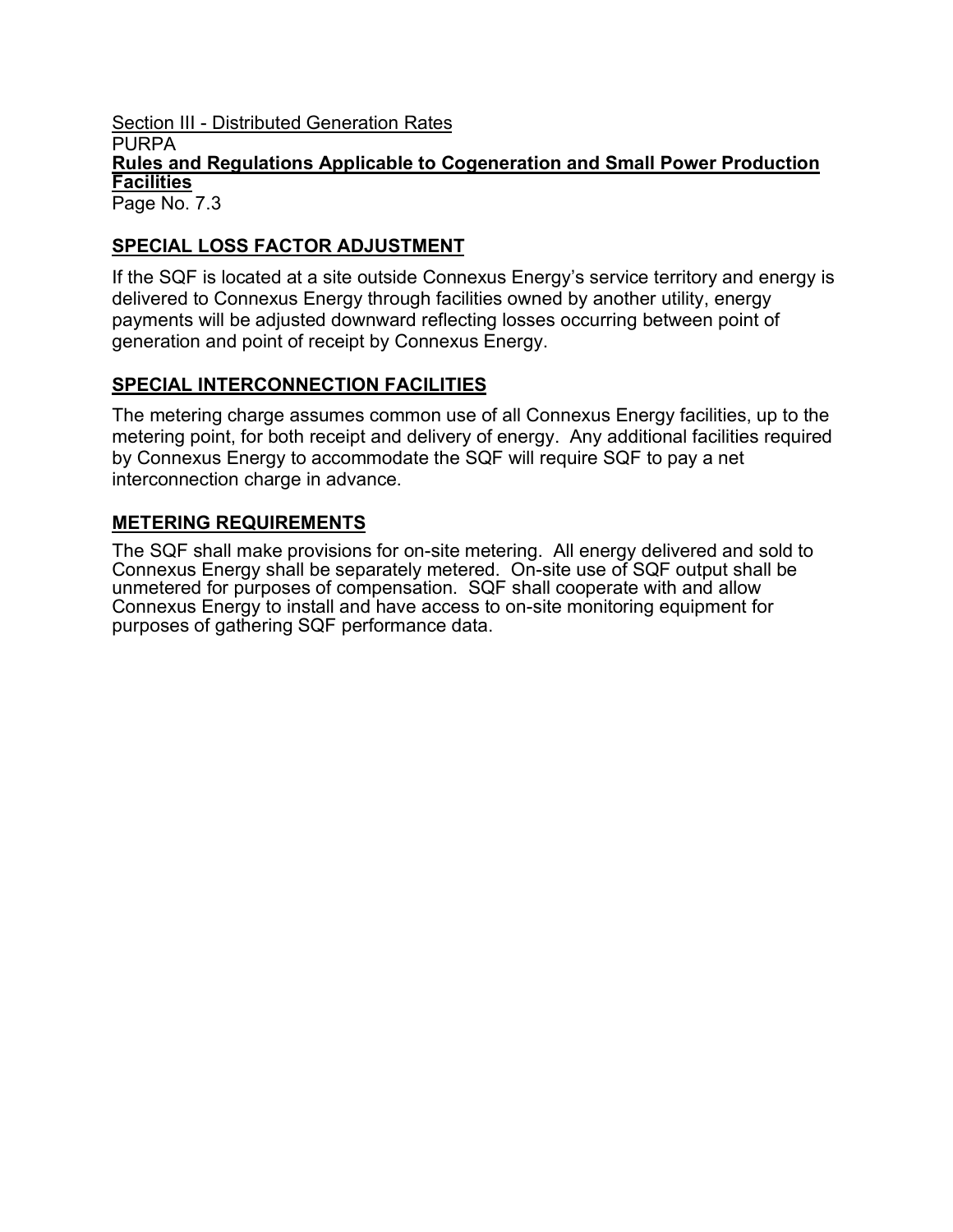Section III - Distributed Generation Rates
PURPA
**Rules and Regulations Applicable to Cogeneration and Small Power Production Facilities**
Page No. 7.3

## SPECIAL LOSS FACTOR ADJUSTMENT

If the SQF is located at a site outside Connexus Energy's service territory and energy is delivered to Connexus Energy through facilities owned by another utility, energy payments will be adjusted downward reflecting losses occurring between point of generation and point of receipt by Connexus Energy.

## SPECIAL INTERCONNECTION FACILITIES

The metering charge assumes common use of all Connexus Energy facilities, up to the metering point, for both receipt and delivery of energy. Any additional facilities required by Connexus Energy to accommodate the SQF will require SQF to pay a net interconnection charge in advance.

## METERING REQUIREMENTS

The SQF shall make provisions for on-site metering. All energy delivered and sold to Connexus Energy shall be separately metered. On-site use of SQF output shall be unmetered for purposes of compensation. SQF shall cooperate with and allow Connexus Energy to install and have access to on-site monitoring equipment for purposes of gathering SQF performance data.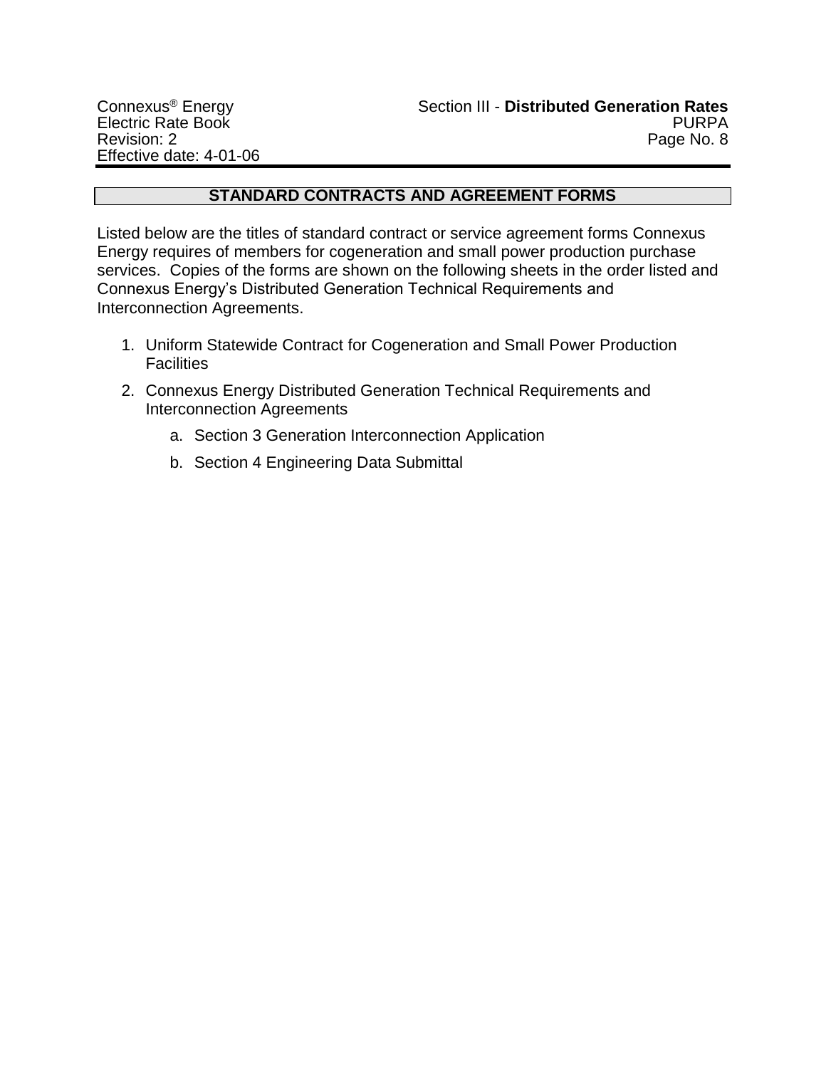## STANDARD CONTRACTS AND AGREEMENT FORMS

Listed below are the titles of standard contract or service agreement forms Connexus Energy requires of members for cogeneration and small power production purchase services. Copies of the forms are shown on the following sheets in the order listed and Connexus Energy's Distributed Generation Technical Requirements and Interconnection Agreements.

1. Uniform Statewide Contract for Cogeneration and Small Power Production Facilities
2. Connexus Energy Distributed Generation Technical Requirements and Interconnection Agreements
    a. Section 3 Generation Interconnection Application
    b. Section 4 Engineering Data Submittal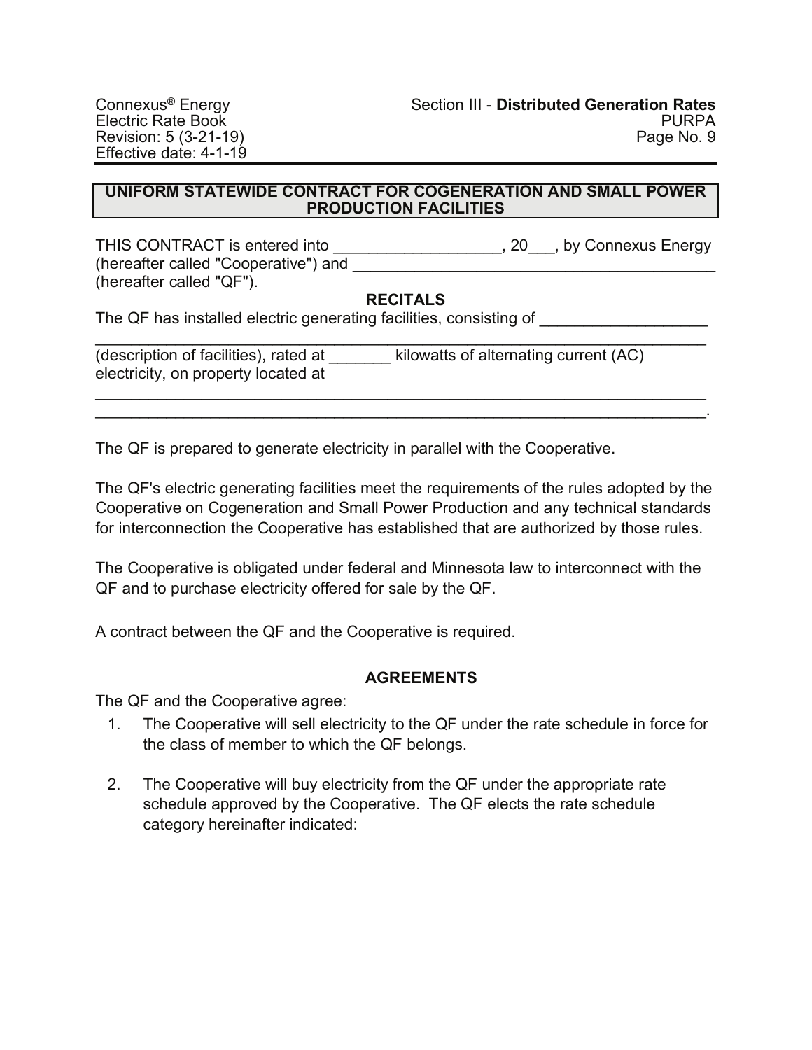## UNIFORM STATEWIDE CONTRACT FOR COGENERATION AND SMALL POWER PRODUCTION FACILITIES

THIS CONTRACT is entered into ___________________, 20___, by Connexus Energy (hereafter called "Cooperative") and __________________________________________ (hereafter called "QF").

### RECITALS

The QF has installed electric generating facilities, consisting of ___________________ ________________________________________________________________________ (description of facilities), rated at _______ kilowatts of alternating current (AC) electricity, on property located at ________________________________________________________________________ ________________________________________________________________________.

The QF is prepared to generate electricity in parallel with the Cooperative.

The QF's electric generating facilities meet the requirements of the rules adopted by the Cooperative on Cogeneration and Small Power Production and any technical standards for interconnection the Cooperative has established that are authorized by those rules.

The Cooperative is obligated under federal and Minnesota law to interconnect with the QF and to purchase electricity offered for sale by the QF.

A contract between the QF and the Cooperative is required.

### AGREEMENTS

The QF and the Cooperative agree:

1. The Cooperative will sell electricity to the QF under the rate schedule in force for the class of member to which the QF belongs.

2. The Cooperative will buy electricity from the QF under the appropriate rate schedule approved by the Cooperative. The QF elects the rate schedule category hereinafter indicated: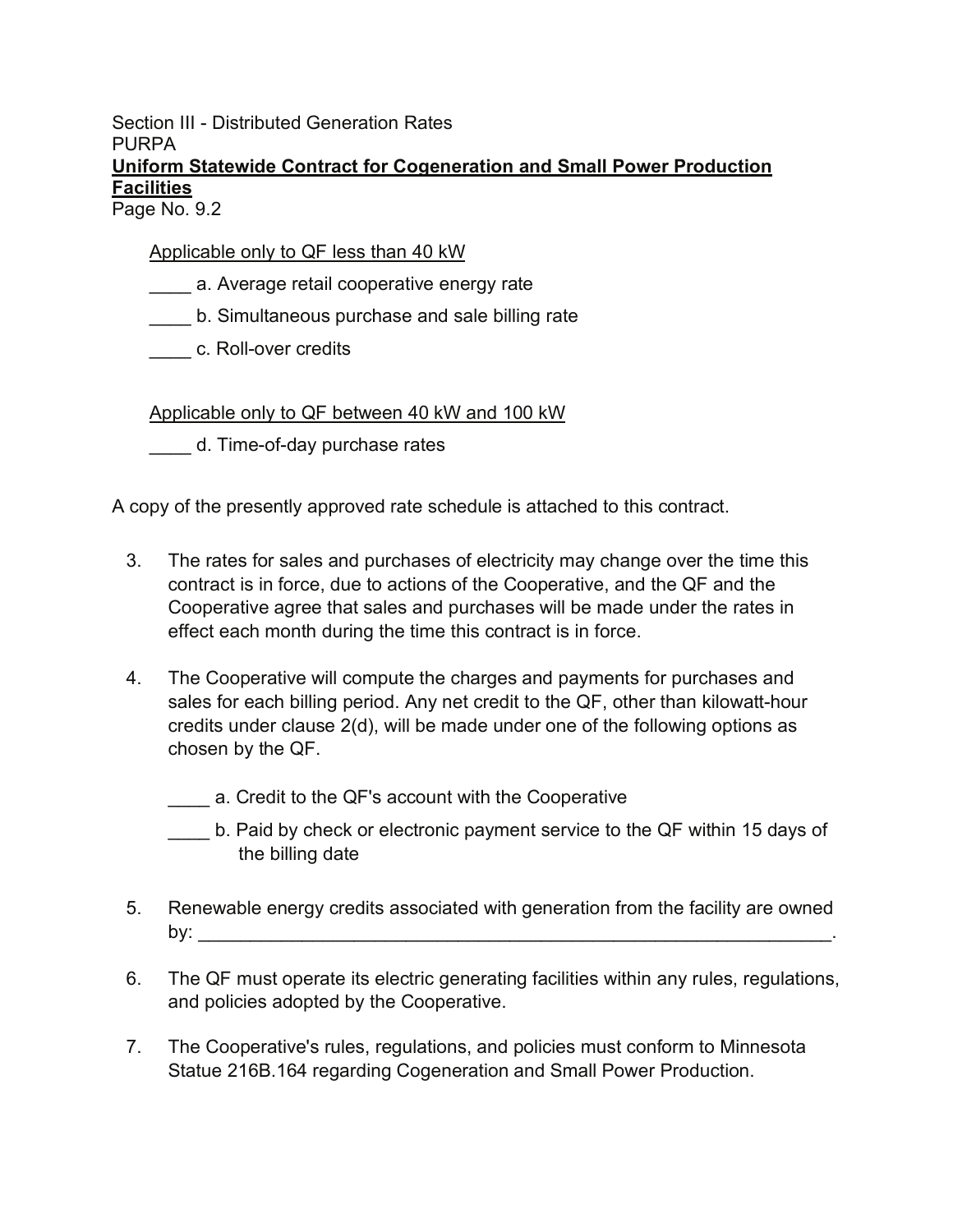Section III - Distributed Generation Rates
PURPA
**Uniform Statewide Contract for Cogeneration and Small Power Production Facilities**
Page No. 9.2

Applicable only to QF less than 40 kW

____ a. Average retail cooperative energy rate

____ b. Simultaneous purchase and sale billing rate

____ c. Roll-over credits

Applicable only to QF between 40 kW and 100 kW

____ d. Time-of-day purchase rates

A copy of the presently approved rate schedule is attached to this contract.

3. The rates for sales and purchases of electricity may change over the time this contract is in force, due to actions of the Cooperative, and the QF and the Cooperative agree that sales and purchases will be made under the rates in effect each month during the time this contract is in force.

4. The Cooperative will compute the charges and payments for purchases and sales for each billing period. Any net credit to the QF, other than kilowatt-hour credits under clause 2(d), will be made under one of the following options as chosen by the QF.

   ____ a. Credit to the QF's account with the Cooperative

   ____ b. Paid by check or electronic payment service to the QF within 15 days of the billing date

5. Renewable energy credits associated with generation from the facility are owned by: ______________________________________________________________.

6. The QF must operate its electric generating facilities within any rules, regulations, and policies adopted by the Cooperative.

7. The Cooperative's rules, regulations, and policies must conform to Minnesota Statue 216B.164 regarding Cogeneration and Small Power Production.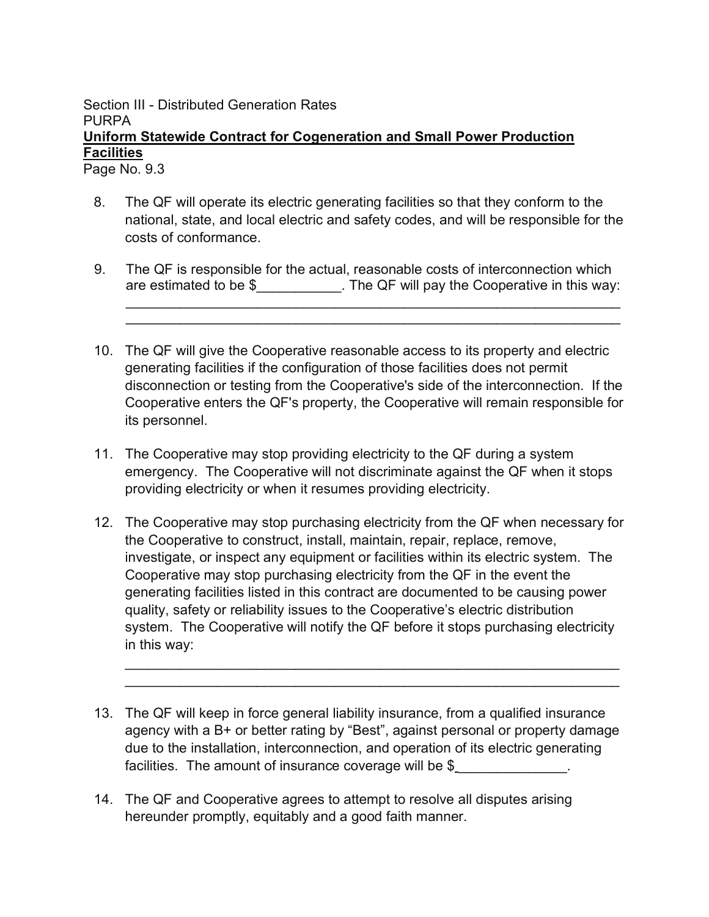Section III - Distributed Generation Rates
PURPA
**Uniform Statewide Contract for Cogeneration and Small Power Production Facilities**
Page No. 9.3

8. The QF will operate its electric generating facilities so that they conform to the national, state, and local electric and safety codes, and will be responsible for the costs of conformance.

9. The QF is responsible for the actual, reasonable costs of interconnection which are estimated to be $___________. The QF will pay the Cooperative in this way:
_________________________________________________________________
_________________________________________________________________

10. The QF will give the Cooperative reasonable access to its property and electric generating facilities if the configuration of those facilities does not permit disconnection or testing from the Cooperative's side of the interconnection. If the Cooperative enters the QF's property, the Cooperative will remain responsible for its personnel.

11. The Cooperative may stop providing electricity to the QF during a system emergency. The Cooperative will not discriminate against the QF when it stops providing electricity or when it resumes providing electricity.

12. The Cooperative may stop purchasing electricity from the QF when necessary for the Cooperative to construct, install, maintain, repair, replace, remove, investigate, or inspect any equipment or facilities within its electric system. The Cooperative may stop purchasing electricity from the QF in the event the generating facilities listed in this contract are documented to be causing power quality, safety or reliability issues to the Cooperative's electric distribution system. The Cooperative will notify the QF before it stops purchasing electricity in this way:
_________________________________________________________________
_________________________________________________________________

13. The QF will keep in force general liability insurance, from a qualified insurance agency with a B+ or better rating by "Best", against personal or property damage due to the installation, interconnection, and operation of its electric generating facilities. The amount of insurance coverage will be $______________.

14. The QF and Cooperative agrees to attempt to resolve all disputes arising hereunder promptly, equitably and a good faith manner.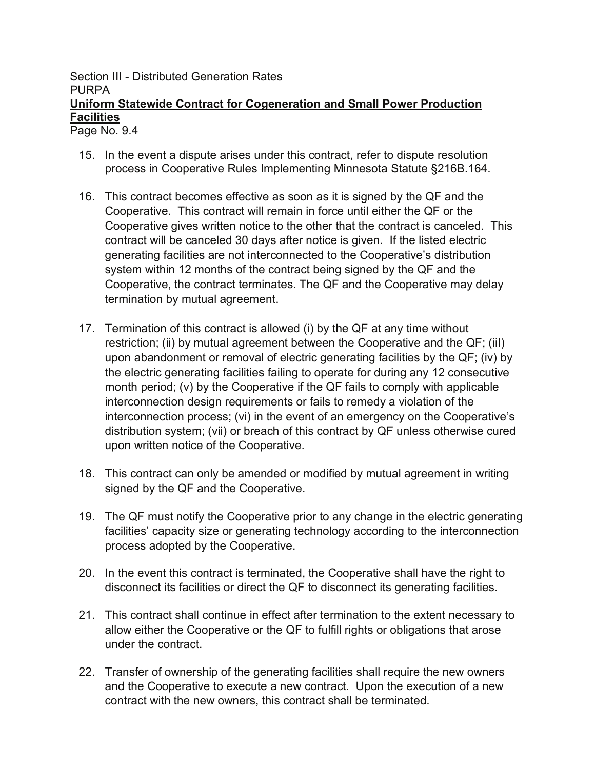Section III - Distributed Generation Rates
PURPA
**Uniform Statewide Contract for Cogeneration and Small Power Production Facilities**
Page No. 9.4

15. In the event a dispute arises under this contract, refer to dispute resolution process in Cooperative Rules Implementing Minnesota Statute §216B.164.

16. This contract becomes effective as soon as it is signed by the QF and the Cooperative. This contract will remain in force until either the QF or the Cooperative gives written notice to the other that the contract is canceled. This contract will be canceled 30 days after notice is given. If the listed electric generating facilities are not interconnected to the Cooperative's distribution system within 12 months of the contract being signed by the QF and the Cooperative, the contract terminates. The QF and the Cooperative may delay termination by mutual agreement.

17. Termination of this contract is allowed (i) by the QF at any time without restriction; (ii) by mutual agreement between the Cooperative and the QF; (iiI) upon abandonment or removal of electric generating facilities by the QF; (iv) by the electric generating facilities failing to operate for during any 12 consecutive month period; (v) by the Cooperative if the QF fails to comply with applicable interconnection design requirements or fails to remedy a violation of the interconnection process; (vi) in the event of an emergency on the Cooperative's distribution system; (vii) or breach of this contract by QF unless otherwise cured upon written notice of the Cooperative.

18. This contract can only be amended or modified by mutual agreement in writing signed by the QF and the Cooperative.

19. The QF must notify the Cooperative prior to any change in the electric generating facilities' capacity size or generating technology according to the interconnection process adopted by the Cooperative.

20. In the event this contract is terminated, the Cooperative shall have the right to disconnect its facilities or direct the QF to disconnect its generating facilities.

21. This contract shall continue in effect after termination to the extent necessary to allow either the Cooperative or the QF to fulfill rights or obligations that arose under the contract.

22. Transfer of ownership of the generating facilities shall require the new owners and the Cooperative to execute a new contract. Upon the execution of a new contract with the new owners, this contract shall be terminated.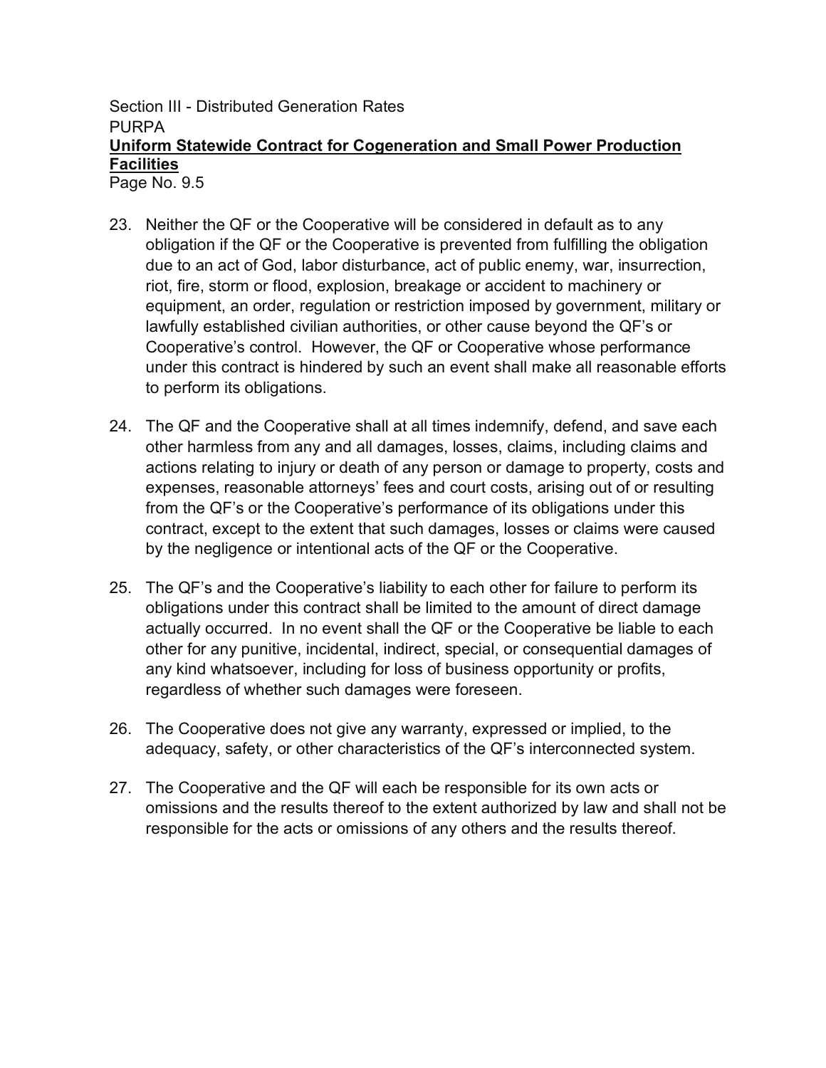23. Neither the QF or the Cooperative will be considered in default as to any obligation if the QF or the Cooperative is prevented from fulfilling the obligation due to an act of God, labor disturbance, act of public enemy, war, insurrection, riot, fire, storm or flood, explosion, breakage or accident to machinery or equipment, an order, regulation or restriction imposed by government, military or lawfully established civilian authorities, or other cause beyond the QF's or Cooperative's control. However, the QF or Cooperative whose performance under this contract is hindered by such an event shall make all reasonable efforts to perform its obligations.

24. The QF and the Cooperative shall at all times indemnify, defend, and save each other harmless from any and all damages, losses, claims, including claims and actions relating to injury or death of any person or damage to property, costs and expenses, reasonable attorneys' fees and court costs, arising out of or resulting from the QF's or the Cooperative's performance of its obligations under this contract, except to the extent that such damages, losses or claims were caused by the negligence or intentional acts of the QF or the Cooperative.

25. The QF's and the Cooperative's liability to each other for failure to perform its obligations under this contract shall be limited to the amount of direct damage actually occurred. In no event shall the QF or the Cooperative be liable to each other for any punitive, incidental, indirect, special, or consequential damages of any kind whatsoever, including for loss of business opportunity or profits, regardless of whether such damages were foreseen.

26. The Cooperative does not give any warranty, expressed or implied, to the adequacy, safety, or other characteristics of the QF's interconnected system.

27. The Cooperative and the QF will each be responsible for its own acts or omissions and the results thereof to the extent authorized by law and shall not be responsible for the acts or omissions of any others and the results thereof.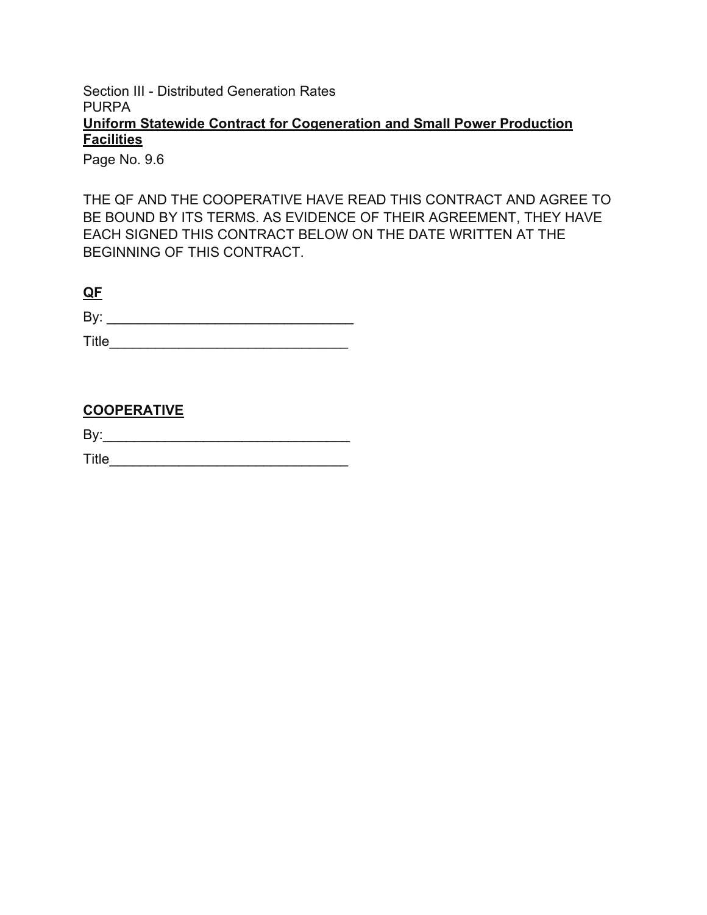THE QF AND THE COOPERATIVE HAVE READ THIS CONTRACT AND AGREE TO BE BOUND BY ITS TERMS. AS EVIDENCE OF THEIR AGREEMENT, THEY HAVE EACH SIGNED THIS CONTRACT BELOW ON THE DATE WRITTEN AT THE BEGINNING OF THIS CONTRACT.

**QF**

By: _______________________________

Title______________________________

**COOPERATIVE**

By:_______________________________

Title______________________________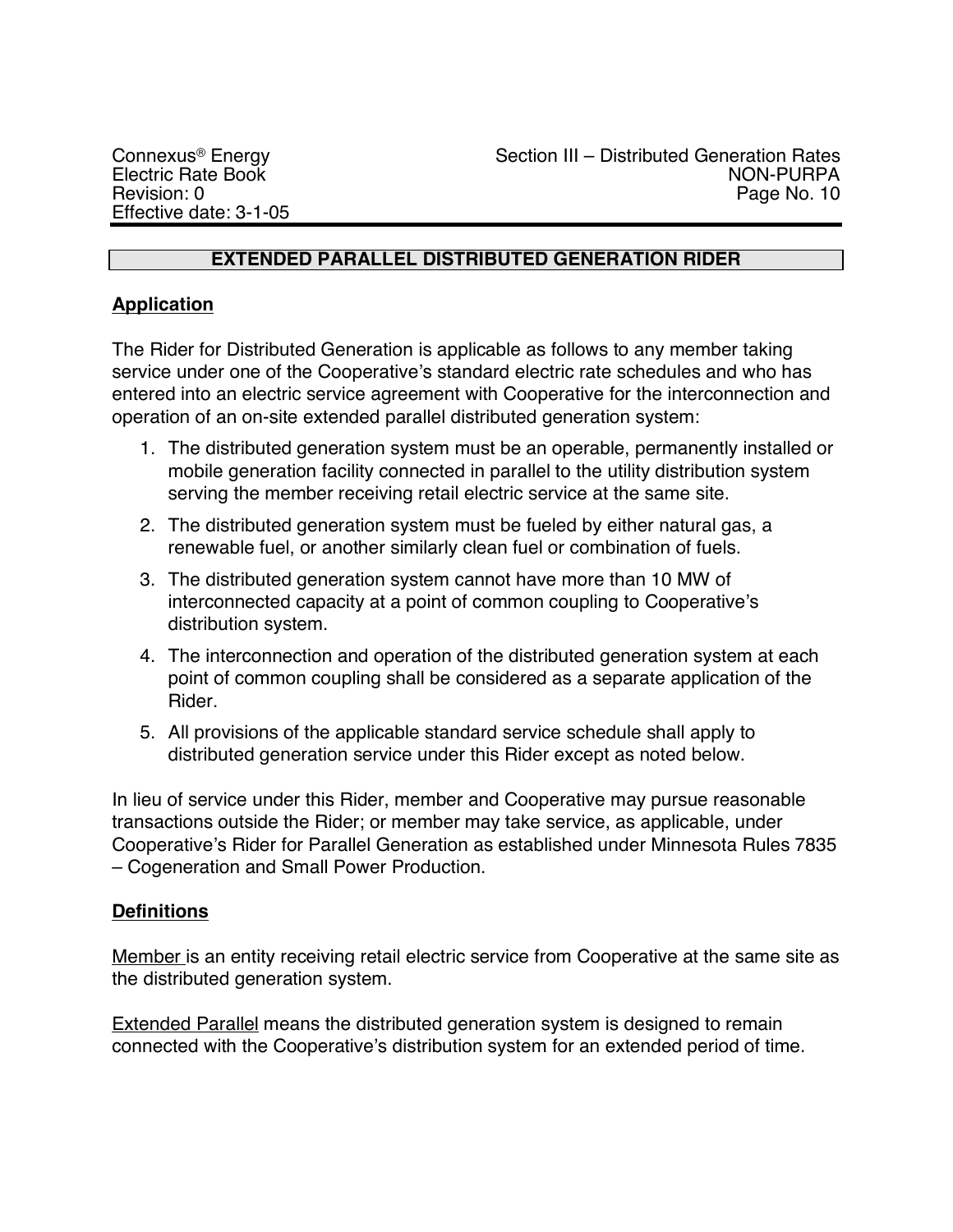## EXTENDED PARALLEL DISTRIBUTED GENERATION RIDER

### Application

The Rider for Distributed Generation is applicable as follows to any member taking service under one of the Cooperative's standard electric rate schedules and who has entered into an electric service agreement with Cooperative for the interconnection and operation of an on-site extended parallel distributed generation system:

1. The distributed generation system must be an operable, permanently installed or mobile generation facility connected in parallel to the utility distribution system serving the member receiving retail electric service at the same site.
2. The distributed generation system must be fueled by either natural gas, a renewable fuel, or another similarly clean fuel or combination of fuels.
3. The distributed generation system cannot have more than 10 MW of interconnected capacity at a point of common coupling to Cooperative's distribution system.
4. The interconnection and operation of the distributed generation system at each point of common coupling shall be considered as a separate application of the Rider.
5. All provisions of the applicable standard service schedule shall apply to distributed generation service under this Rider except as noted below.

In lieu of service under this Rider, member and Cooperative may pursue reasonable transactions outside the Rider; or member may take service, as applicable, under Cooperative's Rider for Parallel Generation as established under Minnesota Rules 7835 – Cogeneration and Small Power Production.

### Definitions

Member is an entity receiving retail electric service from Cooperative at the same site as the distributed generation system.

Extended Parallel means the distributed generation system is designed to remain connected with the Cooperative's distribution system for an extended period of time.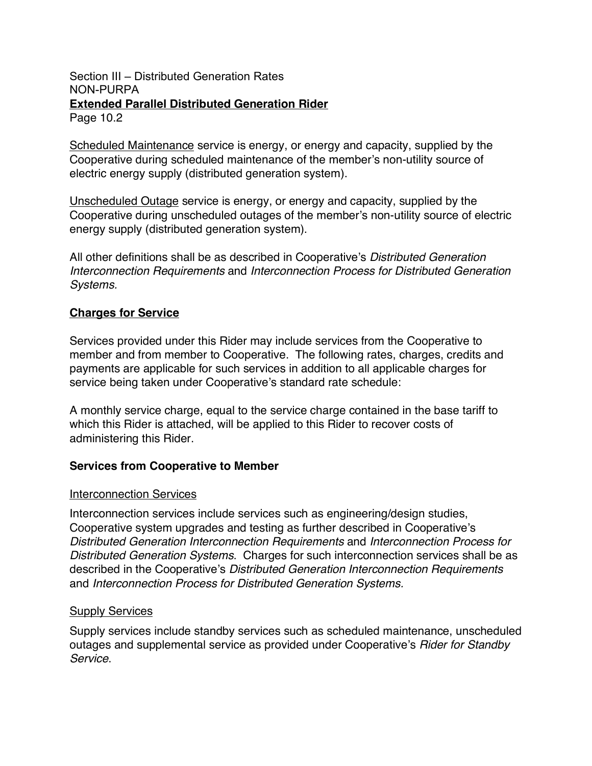Scheduled Maintenance service is energy, or energy and capacity, supplied by the Cooperative during scheduled maintenance of the member's non-utility source of electric energy supply (distributed generation system).

Unscheduled Outage service is energy, or energy and capacity, supplied by the Cooperative during unscheduled outages of the member's non-utility source of electric energy supply (distributed generation system).

All other definitions shall be as described in Cooperative's *Distributed Generation Interconnection Requirements* and *Interconnection Process for Distributed Generation Systems*.

## **Charges for Service**

Services provided under this Rider may include services from the Cooperative to member and from member to Cooperative. The following rates, charges, credits and payments are applicable for such services in addition to all applicable charges for service being taken under Cooperative's standard rate schedule:

A monthly service charge, equal to the service charge contained in the base tariff to which this Rider is attached, will be applied to this Rider to recover costs of administering this Rider.

### **Services from Cooperative to Member**

#### Interconnection Services

Interconnection services include services such as engineering/design studies, Cooperative system upgrades and testing as further described in Cooperative's *Distributed Generation Interconnection Requirements* and *Interconnection Process for Distributed Generation Systems*. Charges for such interconnection services shall be as described in the Cooperative's *Distributed Generation Interconnection Requirements* and *Interconnection Process for Distributed Generation Systems*.

#### Supply Services

Supply services include standby services such as scheduled maintenance, unscheduled outages and supplemental service as provided under Cooperative's *Rider for Standby Service*.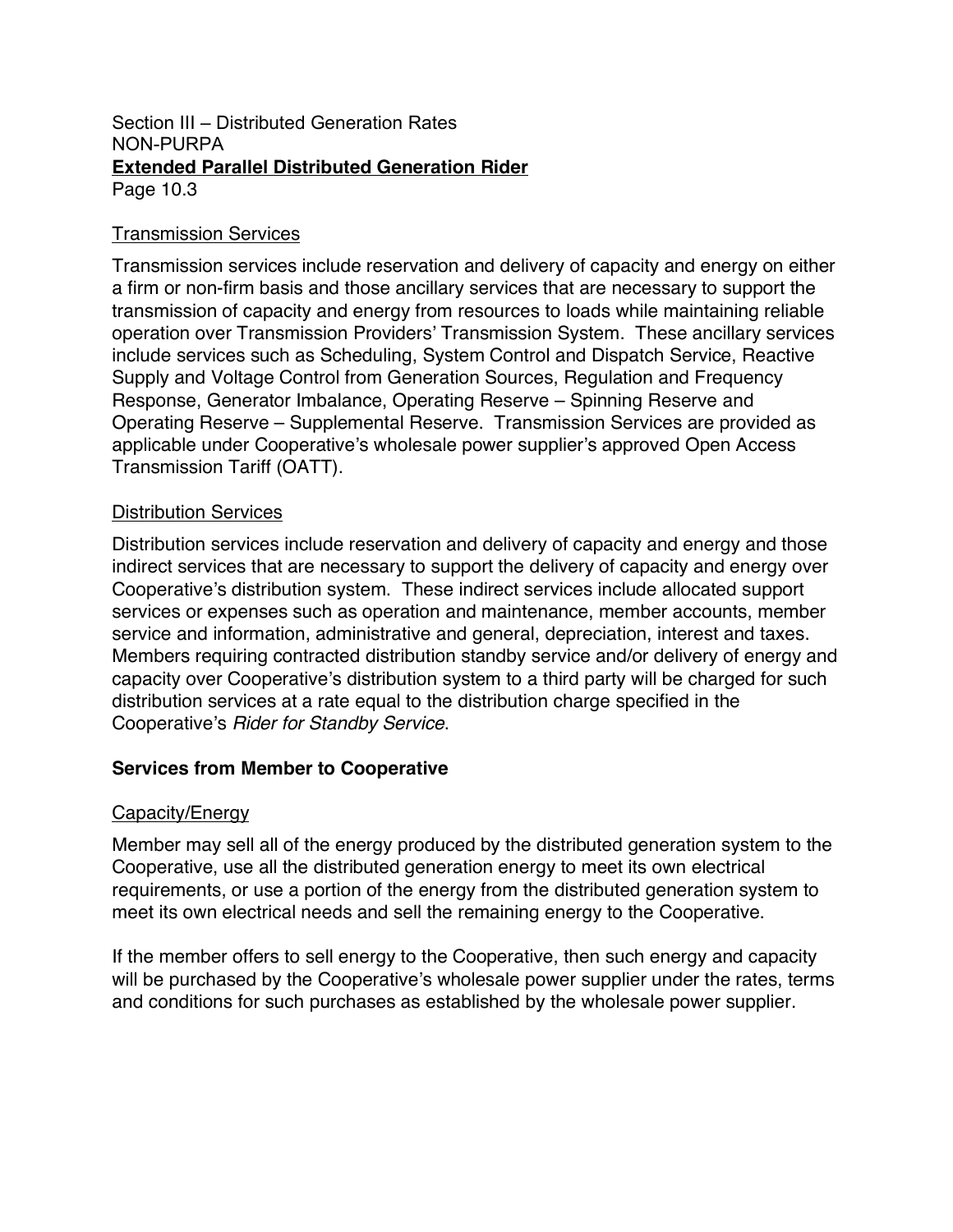Section III – Distributed Generation Rates
NON-PURPA
**Extended Parallel Distributed Generation Rider**

Transmission Services

Transmission services include reservation and delivery of capacity and energy on either a firm or non-firm basis and those ancillary services that are necessary to support the transmission of capacity and energy from resources to loads while maintaining reliable operation over Transmission Providers' Transmission System. These ancillary services include services such as Scheduling, System Control and Dispatch Service, Reactive Supply and Voltage Control from Generation Sources, Regulation and Frequency Response, Generator Imbalance, Operating Reserve – Spinning Reserve and Operating Reserve – Supplemental Reserve. Transmission Services are provided as applicable under Cooperative's wholesale power supplier's approved Open Access Transmission Tariff (OATT).

Distribution Services

Distribution services include reservation and delivery of capacity and energy and those indirect services that are necessary to support the delivery of capacity and energy over Cooperative's distribution system. These indirect services include allocated support services or expenses such as operation and maintenance, member accounts, member service and information, administrative and general, depreciation, interest and taxes. Members requiring contracted distribution standby service and/or delivery of energy and capacity over Cooperative's distribution system to a third party will be charged for such distribution services at a rate equal to the distribution charge specified in the Cooperative's *Rider for Standby Service*.

**Services from Member to Cooperative**

Capacity/Energy

Member may sell all of the energy produced by the distributed generation system to the Cooperative, use all the distributed generation energy to meet its own electrical requirements, or use a portion of the energy from the distributed generation system to meet its own electrical needs and sell the remaining energy to the Cooperative.

If the member offers to sell energy to the Cooperative, then such energy and capacity will be purchased by the Cooperative's wholesale power supplier under the rates, terms and conditions for such purchases as established by the wholesale power supplier.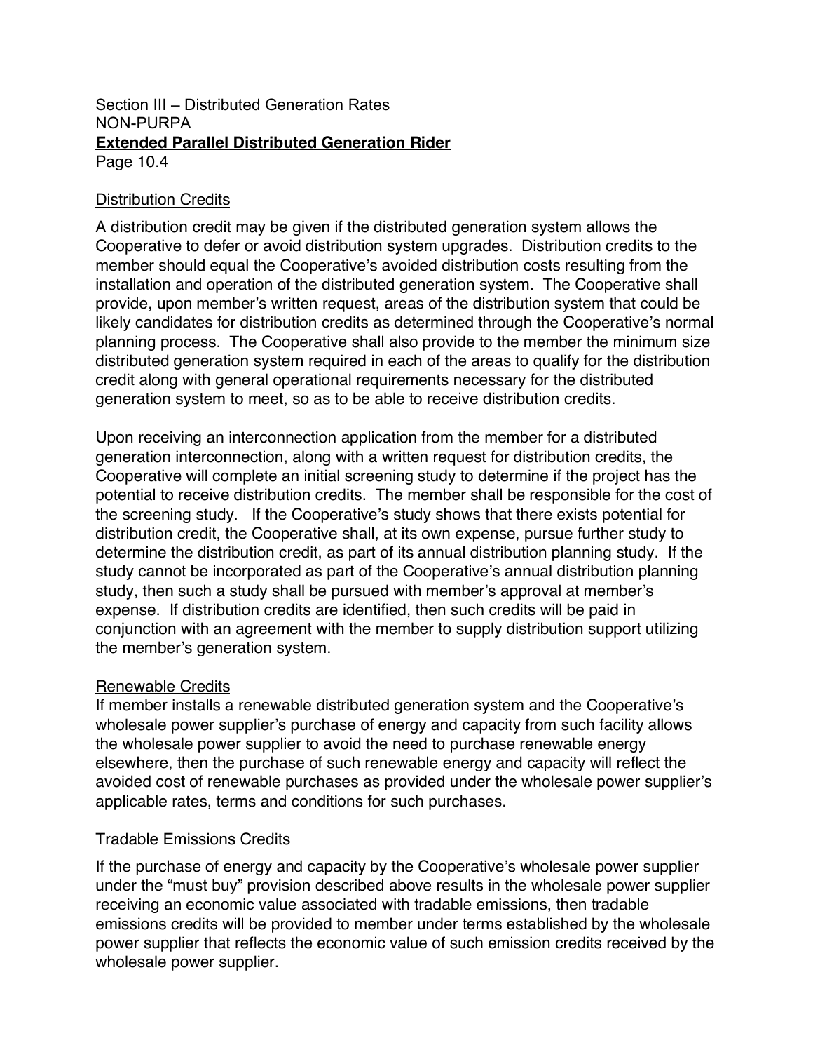Section III – Distributed Generation Rates
NON-PURPA
**Extended Parallel Distributed Generation Rider**
Page 10.4

## Distribution Credits

A distribution credit may be given if the distributed generation system allows the Cooperative to defer or avoid distribution system upgrades. Distribution credits to the member should equal the Cooperative's avoided distribution costs resulting from the installation and operation of the distributed generation system. The Cooperative shall provide, upon member's written request, areas of the distribution system that could be likely candidates for distribution credits as determined through the Cooperative's normal planning process. The Cooperative shall also provide to the member the minimum size distributed generation system required in each of the areas to qualify for the distribution credit along with general operational requirements necessary for the distributed generation system to meet, so as to be able to receive distribution credits.

Upon receiving an interconnection application from the member for a distributed generation interconnection, along with a written request for distribution credits, the Cooperative will complete an initial screening study to determine if the project has the potential to receive distribution credits. The member shall be responsible for the cost of the screening study. If the Cooperative's study shows that there exists potential for distribution credit, the Cooperative shall, at its own expense, pursue further study to determine the distribution credit, as part of its annual distribution planning study. If the study cannot be incorporated as part of the Cooperative's annual distribution planning study, then such a study shall be pursued with member's approval at member's expense. If distribution credits are identified, then such credits will be paid in conjunction with an agreement with the member to supply distribution support utilizing the member's generation system.

## Renewable Credits

If member installs a renewable distributed generation system and the Cooperative's wholesale power supplier's purchase of energy and capacity from such facility allows the wholesale power supplier to avoid the need to purchase renewable energy elsewhere, then the purchase of such renewable energy and capacity will reflect the avoided cost of renewable purchases as provided under the wholesale power supplier's applicable rates, terms and conditions for such purchases.

## Tradable Emissions Credits

If the purchase of energy and capacity by the Cooperative's wholesale power supplier under the "must buy" provision described above results in the wholesale power supplier receiving an economic value associated with tradable emissions, then tradable emissions credits will be provided to member under terms established by the wholesale power supplier that reflects the economic value of such emission credits received by the wholesale power supplier.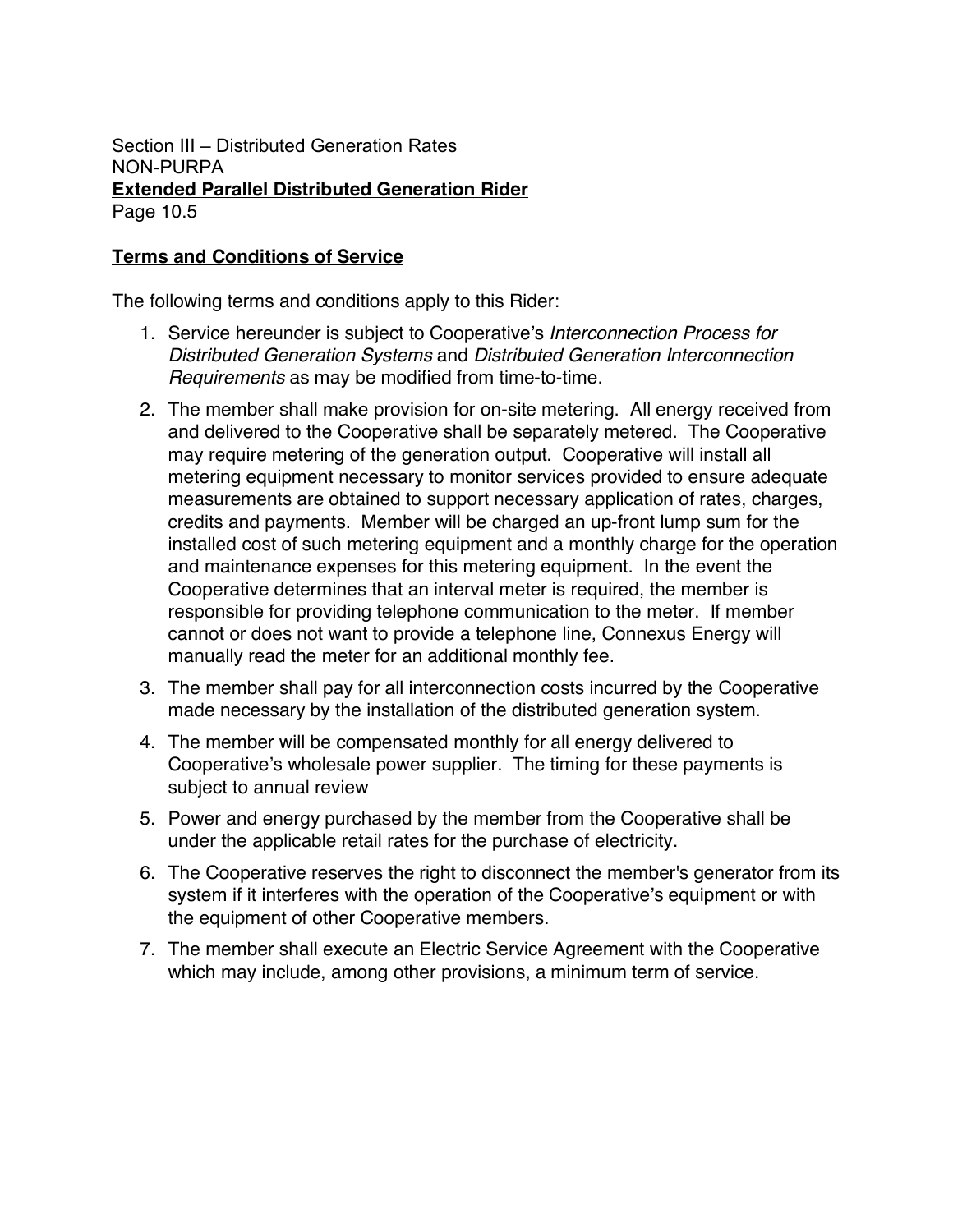Section III – Distributed Generation Rates
NON-PURPA
**Extended Parallel Distributed Generation Rider**
Page 10.5

## Terms and Conditions of Service

The following terms and conditions apply to this Rider:

1. Service hereunder is subject to Cooperative's *Interconnection Process for Distributed Generation Systems* and *Distributed Generation Interconnection Requirements* as may be modified from time-to-time.
2. The member shall make provision for on-site metering. All energy received from and delivered to the Cooperative shall be separately metered. The Cooperative may require metering of the generation output. Cooperative will install all metering equipment necessary to monitor services provided to ensure adequate measurements are obtained to support necessary application of rates, charges, credits and payments. Member will be charged an up-front lump sum for the installed cost of such metering equipment and a monthly charge for the operation and maintenance expenses for this metering equipment. In the event the Cooperative determines that an interval meter is required, the member is responsible for providing telephone communication to the meter. If member cannot or does not want to provide a telephone line, Connexus Energy will manually read the meter for an additional monthly fee.
3. The member shall pay for all interconnection costs incurred by the Cooperative made necessary by the installation of the distributed generation system.
4. The member will be compensated monthly for all energy delivered to Cooperative's wholesale power supplier. The timing for these payments is subject to annual review
5. Power and energy purchased by the member from the Cooperative shall be under the applicable retail rates for the purchase of electricity.
6. The Cooperative reserves the right to disconnect the member's generator from its system if it interferes with the operation of the Cooperative's equipment or with the equipment of other Cooperative members.
7. The member shall execute an Electric Service Agreement with the Cooperative which may include, among other provisions, a minimum term of service.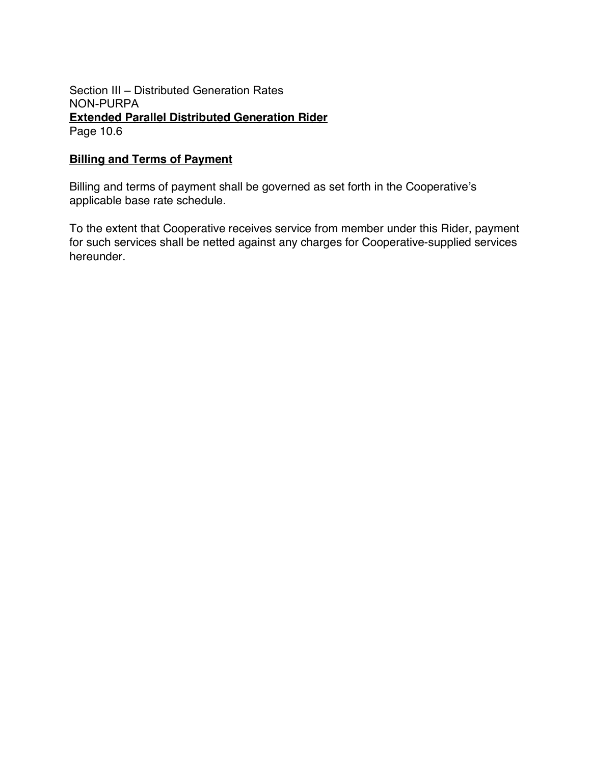**Billing and Terms of Payment**

Billing and terms of payment shall be governed as set forth in the Cooperative's applicable base rate schedule.

To the extent that Cooperative receives service from member under this Rider, payment for such services shall be netted against any charges for Cooperative-supplied services hereunder.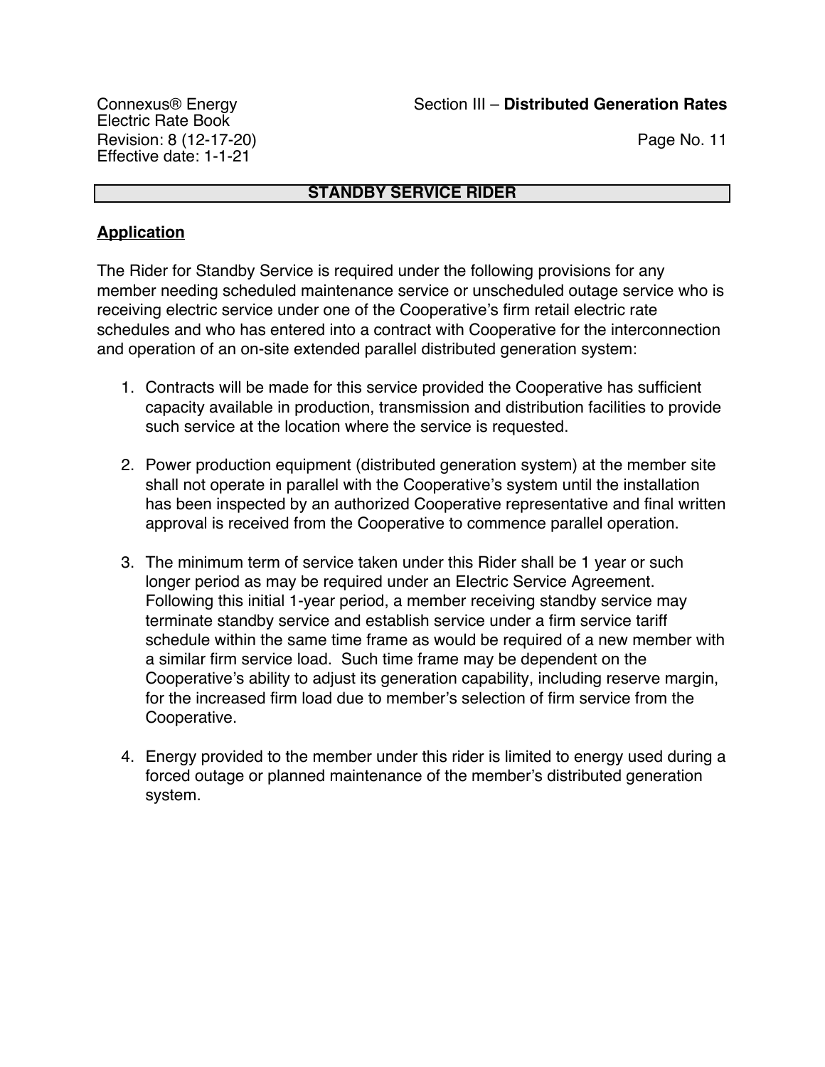## STANDBY SERVICE RIDER

### Application

The Rider for Standby Service is required under the following provisions for any member needing scheduled maintenance service or unscheduled outage service who is receiving electric service under one of the Cooperative's firm retail electric rate schedules and who has entered into a contract with Cooperative for the interconnection and operation of an on-site extended parallel distributed generation system:

1. Contracts will be made for this service provided the Cooperative has sufficient capacity available in production, transmission and distribution facilities to provide such service at the location where the service is requested.

2. Power production equipment (distributed generation system) at the member site shall not operate in parallel with the Cooperative's system until the installation has been inspected by an authorized Cooperative representative and final written approval is received from the Cooperative to commence parallel operation.

3. The minimum term of service taken under this Rider shall be 1 year or such longer period as may be required under an Electric Service Agreement. Following this initial 1-year period, a member receiving standby service may terminate standby service and establish service under a firm service tariff schedule within the same time frame as would be required of a new member with a similar firm service load. Such time frame may be dependent on the Cooperative's ability to adjust its generation capability, including reserve margin, for the increased firm load due to member's selection of firm service from the Cooperative.

4. Energy provided to the member under this rider is limited to energy used during a forced outage or planned maintenance of the member's distributed generation system.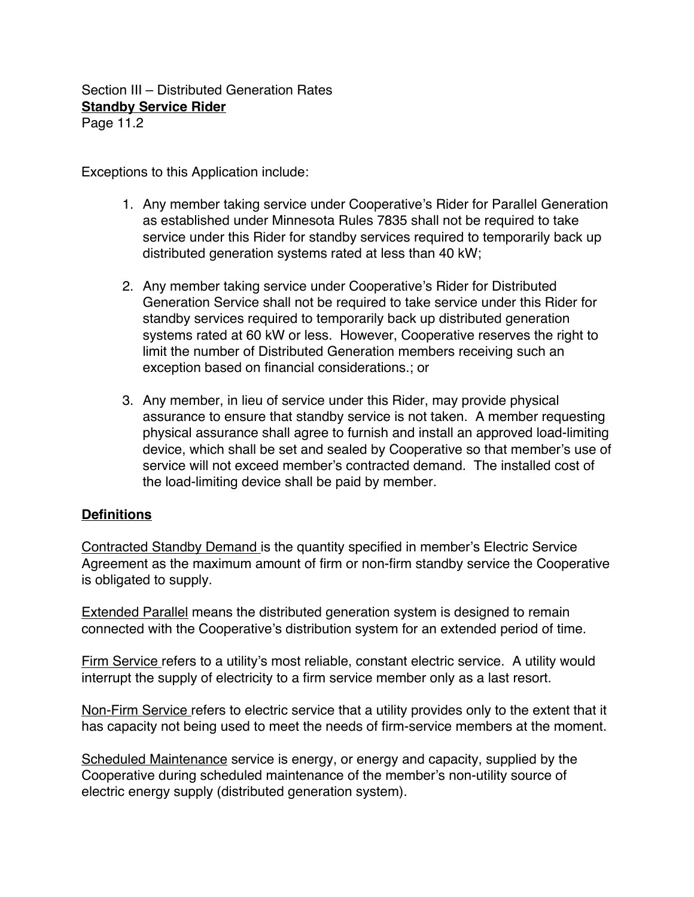Section III – Distributed Generation Rates
**Standby Service Rider**
Page 11.2

Exceptions to this Application include:

1. Any member taking service under Cooperative's Rider for Parallel Generation as established under Minnesota Rules 7835 shall not be required to take service under this Rider for standby services required to temporarily back up distributed generation systems rated at less than 40 kW;

2. Any member taking service under Cooperative's Rider for Distributed Generation Service shall not be required to take service under this Rider for standby services required to temporarily back up distributed generation systems rated at 60 kW or less. However, Cooperative reserves the right to limit the number of Distributed Generation members receiving such an exception based on financial considerations.; or

3. Any member, in lieu of service under this Rider, may provide physical assurance to ensure that standby service is not taken. A member requesting physical assurance shall agree to furnish and install an approved load-limiting device, which shall be set and sealed by Cooperative so that member's use of service will not exceed member's contracted demand. The installed cost of the load-limiting device shall be paid by member.

## Definitions

Contracted Standby Demand is the quantity specified in member's Electric Service Agreement as the maximum amount of firm or non-firm standby service the Cooperative is obligated to supply.

Extended Parallel means the distributed generation system is designed to remain connected with the Cooperative's distribution system for an extended period of time.

Firm Service refers to a utility's most reliable, constant electric service. A utility would interrupt the supply of electricity to a firm service member only as a last resort.

Non-Firm Service refers to electric service that a utility provides only to the extent that it has capacity not being used to meet the needs of firm-service members at the moment.

Scheduled Maintenance service is energy, or energy and capacity, supplied by the Cooperative during scheduled maintenance of the member's non-utility source of electric energy supply (distributed generation system).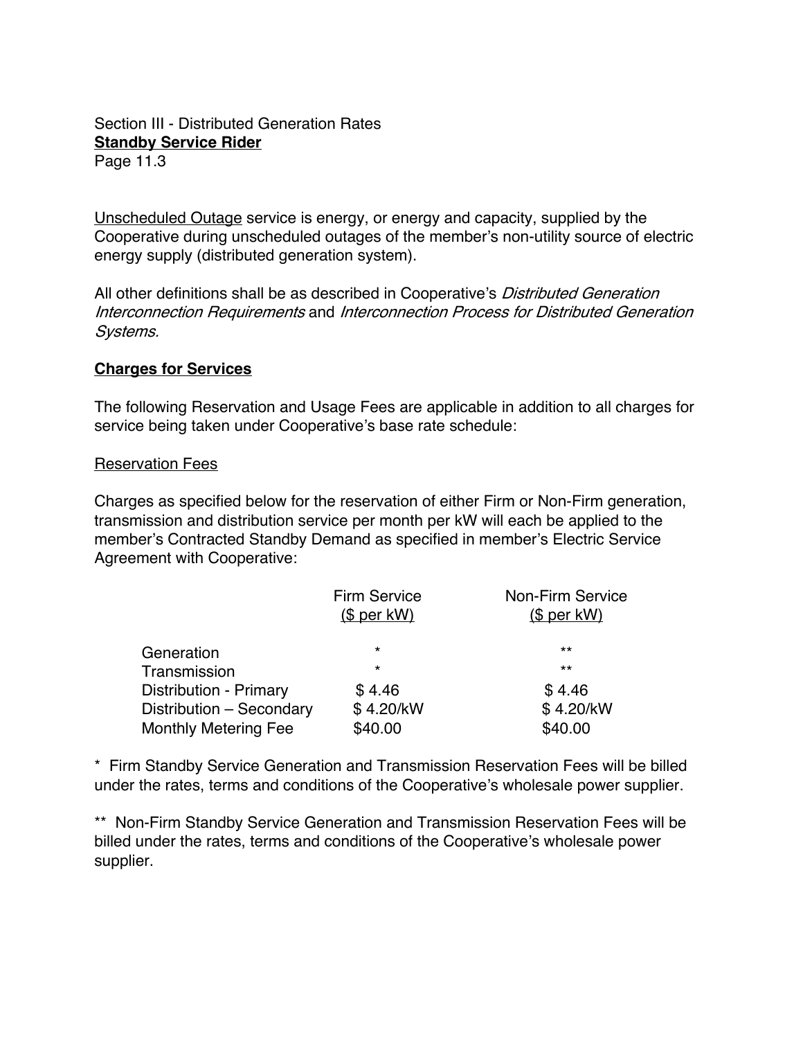Section III - Distributed Generation Rates

**Standby Service Rider**

Page 11.3

Unscheduled Outage service is energy, or energy and capacity, supplied by the Cooperative during unscheduled outages of the member's non-utility source of electric energy supply (distributed generation system).

All other definitions shall be as described in Cooperative's *Distributed Generation Interconnection Requirements* and *Interconnection Process for Distributed Generation Systems.*

**Charges for Services**

The following Reservation and Usage Fees are applicable in addition to all charges for service being taken under Cooperative's base rate schedule:

Reservation Fees

Charges as specified below for the reservation of either Firm or Non-Firm generation, transmission and distribution service per month per kW will each be applied to the member's Contracted Standby Demand as specified in member's Electric Service Agreement with Cooperative:

| | Firm Service ($ per kW) | Non-Firm Service ($ per kW) |
|---|---|---|
| Generation | * | ** |
| Transmission | * | ** |
| Distribution - Primary | $ 4.46 | $ 4.46 |
| Distribution – Secondary | $ 4.20/kW | $ 4.20/kW |
| Monthly Metering Fee | $40.00 | $40.00 |

\* Firm Standby Service Generation and Transmission Reservation Fees will be billed under the rates, terms and conditions of the Cooperative's wholesale power supplier.

\** Non-Firm Standby Service Generation and Transmission Reservation Fees will be billed under the rates, terms and conditions of the Cooperative's wholesale power supplier.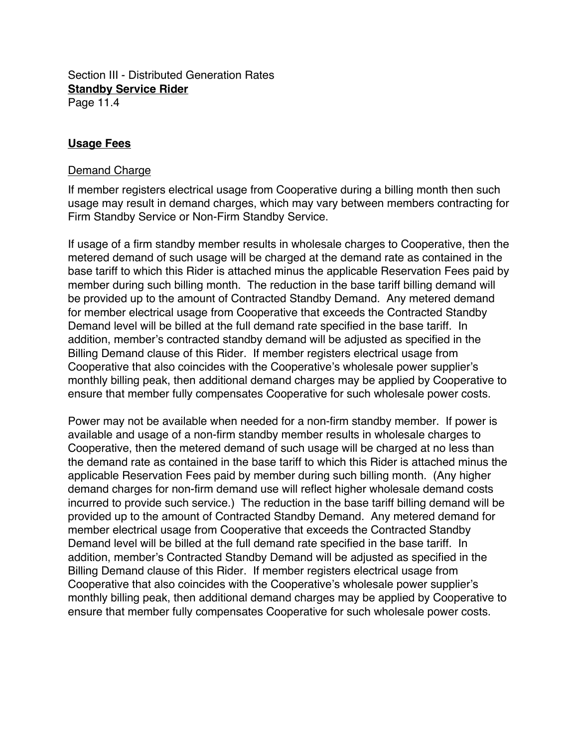Section III - Distributed Generation Rates
**Standby Service Rider**
Page 11.4

## **Usage Fees**

Demand Charge

If member registers electrical usage from Cooperative during a billing month then such usage may result in demand charges, which may vary between members contracting for Firm Standby Service or Non-Firm Standby Service.

If usage of a firm standby member results in wholesale charges to Cooperative, then the metered demand of such usage will be charged at the demand rate as contained in the base tariff to which this Rider is attached minus the applicable Reservation Fees paid by member during such billing month. The reduction in the base tariff billing demand will be provided up to the amount of Contracted Standby Demand. Any metered demand for member electrical usage from Cooperative that exceeds the Contracted Standby Demand level will be billed at the full demand rate specified in the base tariff. In addition, member's contracted standby demand will be adjusted as specified in the Billing Demand clause of this Rider. If member registers electrical usage from Cooperative that also coincides with the Cooperative's wholesale power supplier's monthly billing peak, then additional demand charges may be applied by Cooperative to ensure that member fully compensates Cooperative for such wholesale power costs.

Power may not be available when needed for a non-firm standby member. If power is available and usage of a non-firm standby member results in wholesale charges to Cooperative, then the metered demand of such usage will be charged at no less than the demand rate as contained in the base tariff to which this Rider is attached minus the applicable Reservation Fees paid by member during such billing month. (Any higher demand charges for non-firm demand use will reflect higher wholesale demand costs incurred to provide such service.) The reduction in the base tariff billing demand will be provided up to the amount of Contracted Standby Demand. Any metered demand for member electrical usage from Cooperative that exceeds the Contracted Standby Demand level will be billed at the full demand rate specified in the base tariff. In addition, member's Contracted Standby Demand will be adjusted as specified in the Billing Demand clause of this Rider. If member registers electrical usage from Cooperative that also coincides with the Cooperative's wholesale power supplier's monthly billing peak, then additional demand charges may be applied by Cooperative to ensure that member fully compensates Cooperative for such wholesale power costs.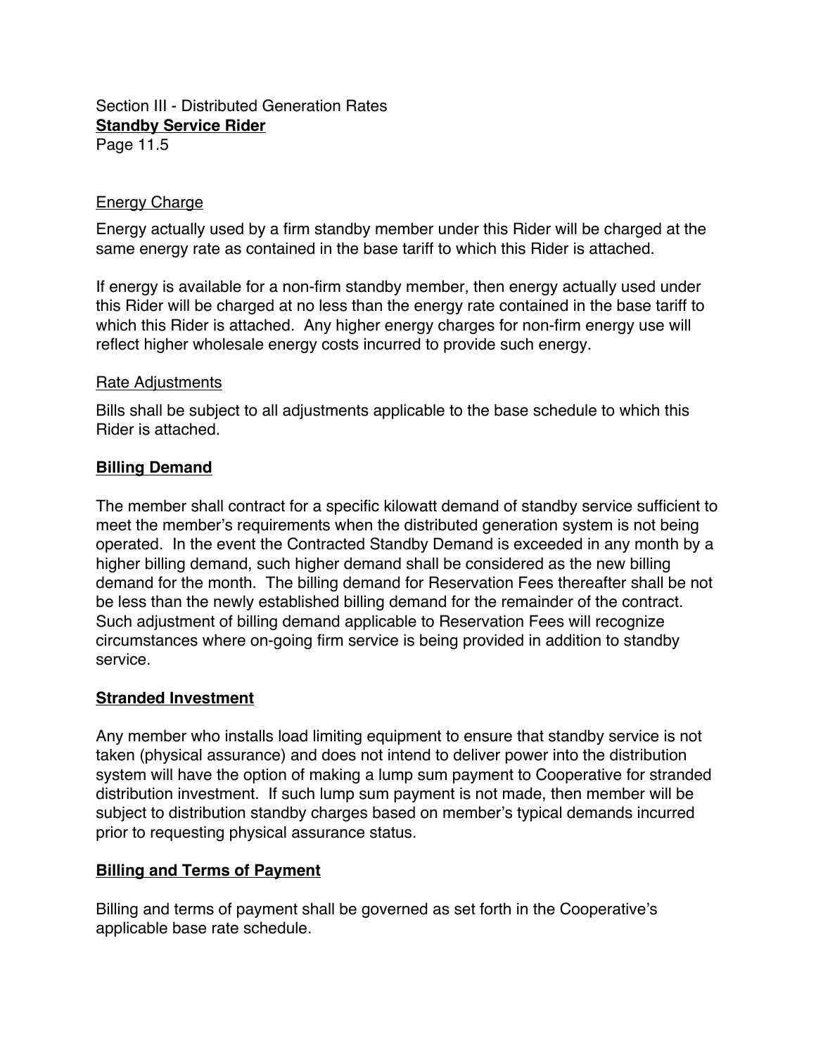Section III - Distributed Generation Rates
**Standby Service Rider**
Page 11.5

Energy Charge

Energy actually used by a firm standby member under this Rider will be charged at the same energy rate as contained in the base tariff to which this Rider is attached.

If energy is available for a non-firm standby member, then energy actually used under this Rider will be charged at no less than the energy rate contained in the base tariff to which this Rider is attached. Any higher energy charges for non-firm energy use will reflect higher wholesale energy costs incurred to provide such energy.

Rate Adjustments

Bills shall be subject to all adjustments applicable to the base schedule to which this Rider is attached.

## Billing Demand

The member shall contract for a specific kilowatt demand of standby service sufficient to meet the member's requirements when the distributed generation system is not being operated. In the event the Contracted Standby Demand is exceeded in any month by a higher billing demand, such higher demand shall be considered as the new billing demand for the month. The billing demand for Reservation Fees thereafter shall be not be less than the newly established billing demand for the remainder of the contract. Such adjustment of billing demand applicable to Reservation Fees will recognize circumstances where on-going firm service is being provided in addition to standby service.

## Stranded Investment

Any member who installs load limiting equipment to ensure that standby service is not taken (physical assurance) and does not intend to deliver power into the distribution system will have the option of making a lump sum payment to Cooperative for stranded distribution investment. If such lump sum payment is not made, then member will be subject to distribution standby charges based on member's typical demands incurred prior to requesting physical assurance status.

## Billing and Terms of Payment

Billing and terms of payment shall be governed as set forth in the Cooperative's applicable base rate schedule.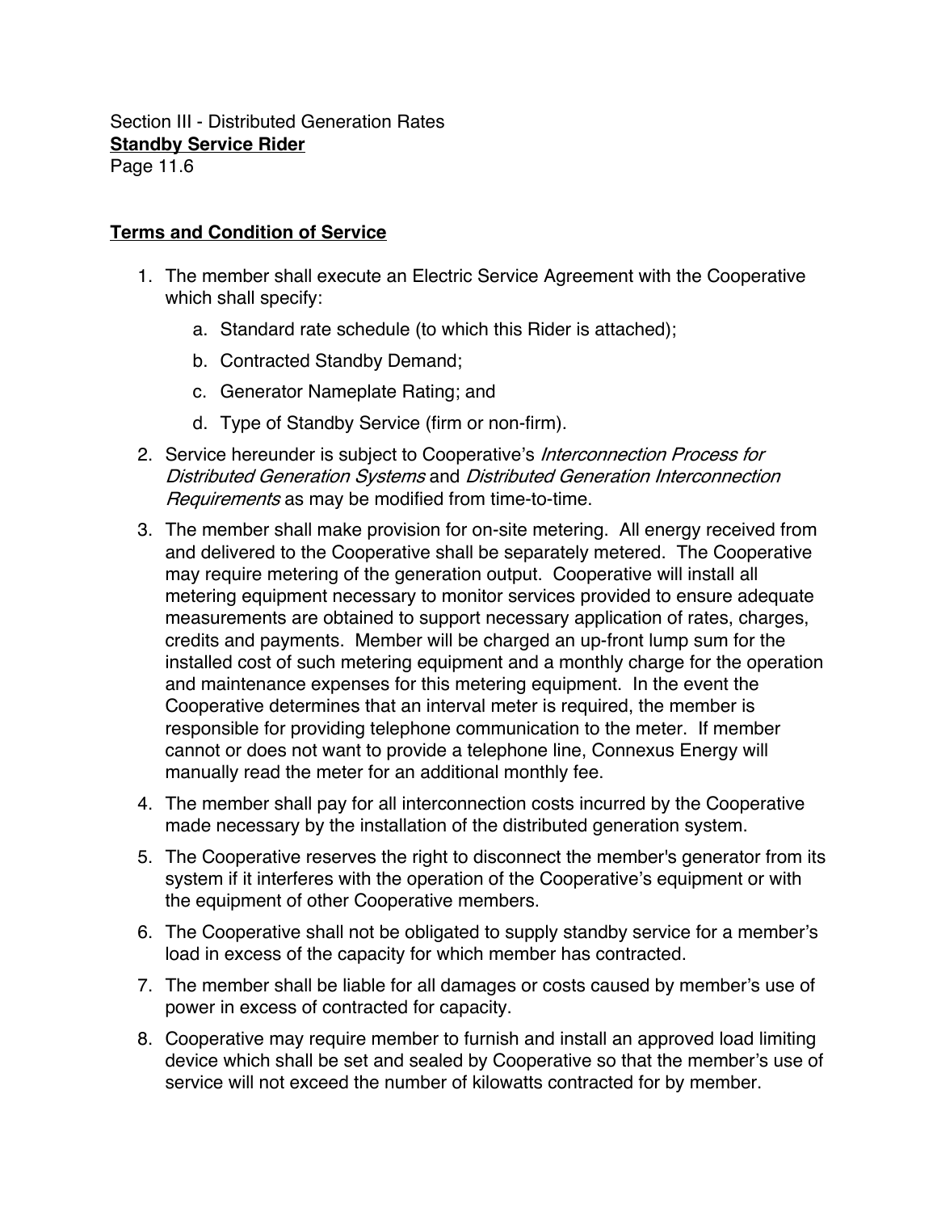Section III - Distributed Generation Rates
**Standby Service Rider**
Page 11.6

## Terms and Condition of Service

1. The member shall execute an Electric Service Agreement with the Cooperative which shall specify:
   a. Standard rate schedule (to which this Rider is attached);
   b. Contracted Standby Demand;
   c. Generator Nameplate Rating; and
   d. Type of Standby Service (firm or non-firm).
2. Service hereunder is subject to Cooperative's *Interconnection Process for Distributed Generation Systems* and *Distributed Generation Interconnection Requirements* as may be modified from time-to-time.
3. The member shall make provision for on-site metering. All energy received from and delivered to the Cooperative shall be separately metered. The Cooperative may require metering of the generation output. Cooperative will install all metering equipment necessary to monitor services provided to ensure adequate measurements are obtained to support necessary application of rates, charges, credits and payments. Member will be charged an up-front lump sum for the installed cost of such metering equipment and a monthly charge for the operation and maintenance expenses for this metering equipment. In the event the Cooperative determines that an interval meter is required, the member is responsible for providing telephone communication to the meter. If member cannot or does not want to provide a telephone line, Connexus Energy will manually read the meter for an additional monthly fee.
4. The member shall pay for all interconnection costs incurred by the Cooperative made necessary by the installation of the distributed generation system.
5. The Cooperative reserves the right to disconnect the member's generator from its system if it interferes with the operation of the Cooperative's equipment or with the equipment of other Cooperative members.
6. The Cooperative shall not be obligated to supply standby service for a member's load in excess of the capacity for which member has contracted.
7. The member shall be liable for all damages or costs caused by member's use of power in excess of contracted for capacity.
8. Cooperative may require member to furnish and install an approved load limiting device which shall be set and sealed by Cooperative so that the member's use of service will not exceed the number of kilowatts contracted for by member.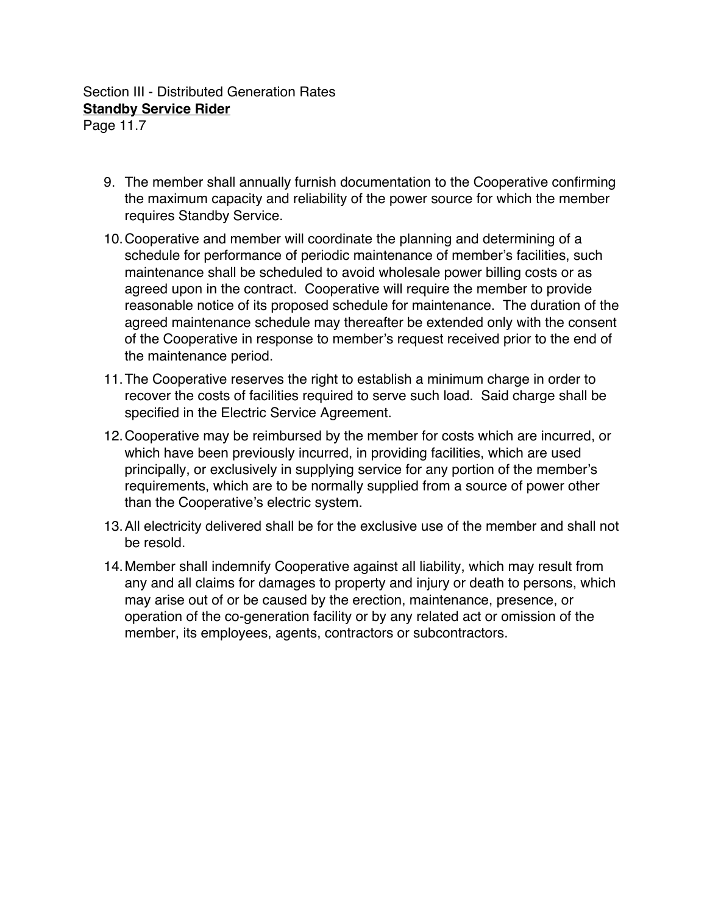9. The member shall annually furnish documentation to the Cooperative confirming the maximum capacity and reliability of the power source for which the member requires Standby Service.
10. Cooperative and member will coordinate the planning and determining of a schedule for performance of periodic maintenance of member's facilities, such maintenance shall be scheduled to avoid wholesale power billing costs or as agreed upon in the contract. Cooperative will require the member to provide reasonable notice of its proposed schedule for maintenance. The duration of the agreed maintenance schedule may thereafter be extended only with the consent of the Cooperative in response to member's request received prior to the end of the maintenance period.
11. The Cooperative reserves the right to establish a minimum charge in order to recover the costs of facilities required to serve such load. Said charge shall be specified in the Electric Service Agreement.
12. Cooperative may be reimbursed by the member for costs which are incurred, or which have been previously incurred, in providing facilities, which are used principally, or exclusively in supplying service for any portion of the member's requirements, which are to be normally supplied from a source of power other than the Cooperative's electric system.
13. All electricity delivered shall be for the exclusive use of the member and shall not be resold.
14. Member shall indemnify Cooperative against all liability, which may result from any and all claims for damages to property and injury or death to persons, which may arise out of or be caused by the erection, maintenance, presence, or operation of the co-generation facility or by any related act or omission of the member, its employees, agents, contractors or subcontractors.